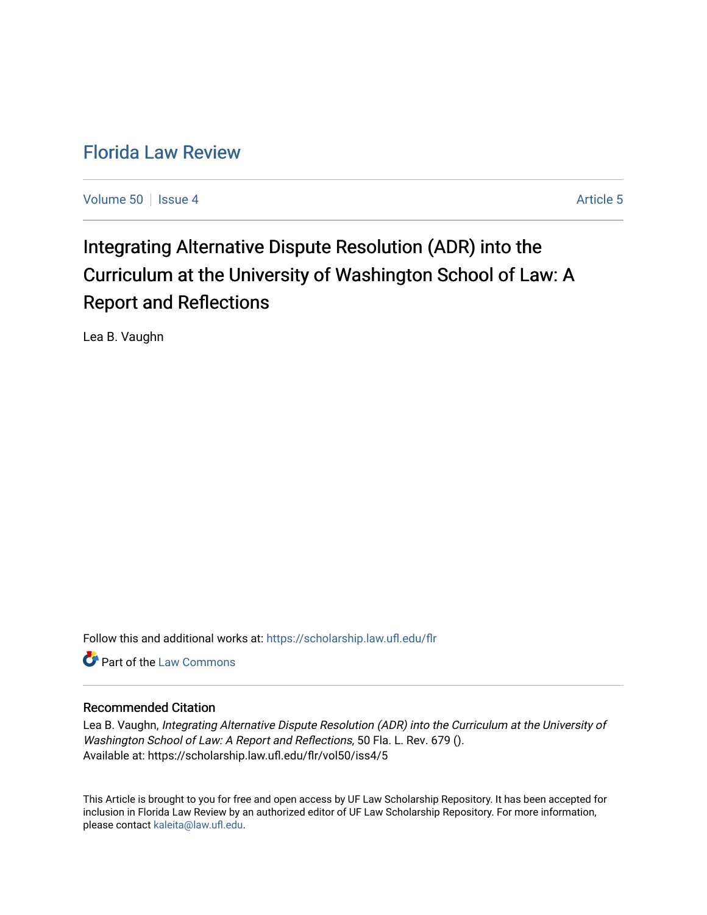# Florida Law Review

Volume 50 | Issue 4 | Article 5

## Integrating Alternative Dispute Resolution (ADR) into the Curriculum at the University of Washington School of Law: A Report and Reflections

Lea B. Vaughn

Follow this and additional works at: https://scholarship.law.ufl.edu/flr

Part of the Law Commons

### Recommended Citation

Lea B. Vaughn, *Integrating Alternative Dispute Resolution (ADR) into the Curriculum at the University of Washington School of Law: A Report and Reflections*, 50 Fla. L. Rev. 679 ().
Available at: https://scholarship.law.ufl.edu/flr/vol50/iss4/5

This Article is brought to you for free and open access by UF Law Scholarship Repository. It has been accepted for inclusion in Florida Law Review by an authorized editor of UF Law Scholarship Repository. For more information, please contact kaleita@law.ufl.edu.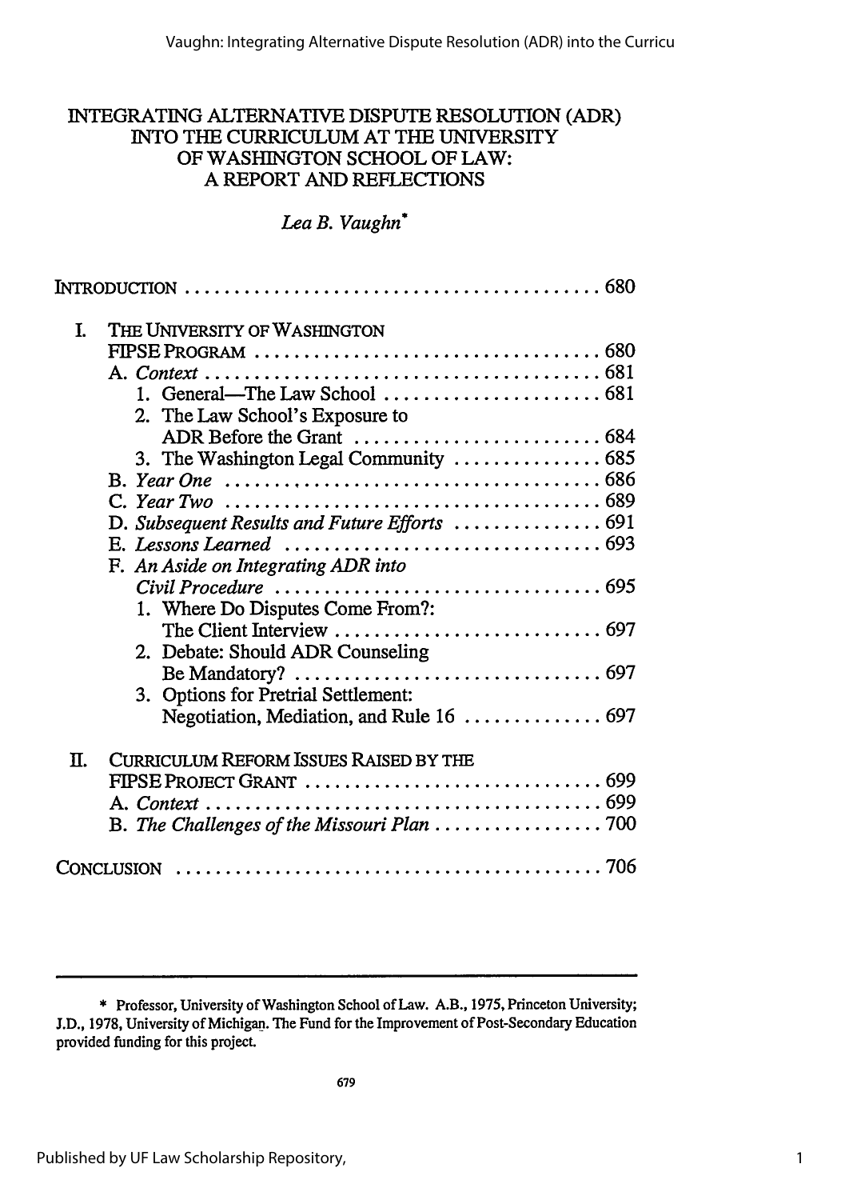# INTEGRATING ALTERNATIVE DISPUTE RESOLUTION (ADR) INTO THE CURRICULUM AT THE UNIVERSITY OF WASHINGTON SCHOOL OF LAW: A REPORT AND REFLECTIONS

*Lea B. Vaughn**

INTRODUCTION .......... 680

I. THE UNIVERSITY OF WASHINGTON FIPSE PROGRAM .......... 680
  - A. *Context* .......... 681
    1. General—The Law School .......... 681
    2. The Law School's Exposure to ADR Before the Grant .......... 684
    3. The Washington Legal Community .......... 685
  - B. *Year One* .......... 686
  - C. *Year Two* .......... 689
  - D. *Subsequent Results and Future Efforts* .......... 691
  - E. *Lessons Learned* .......... 693
  - F. *An Aside on Integrating ADR into Civil Procedure* .......... 695
    1. Where Do Disputes Come From?: The Client Interview .......... 697
    2. Debate: Should ADR Counseling Be Mandatory? .......... 697
    3. Options for Pretrial Settlement: Negotiation, Mediation, and Rule 16 .......... 697

II. CURRICULUM REFORM ISSUES RAISED BY THE FIPSE PROJECT GRANT .......... 699
  - A. *Context* .......... 699
  - B. *The Challenges of the Missouri Plan* .......... 700

CONCLUSION .......... 706

---

\* Professor, University of Washington School of Law. A.B., 1975, Princeton University; J.D., 1978, University of Michigan. The Fund for the Improvement of Post-Secondary Education provided funding for this project.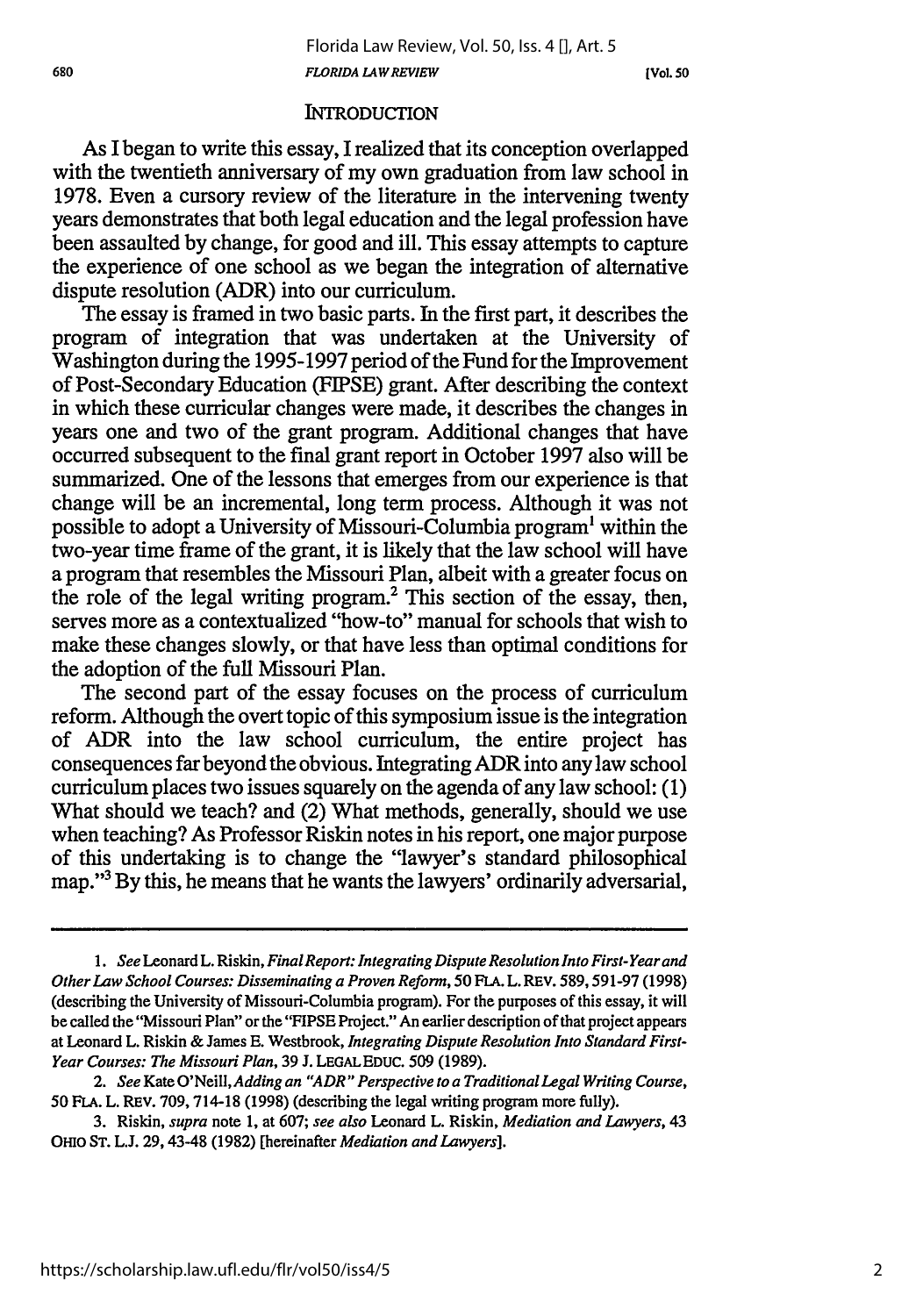## INTRODUCTION

As I began to write this essay, I realized that its conception overlapped with the twentieth anniversary of my own graduation from law school in 1978. Even a cursory review of the literature in the intervening twenty years demonstrates that both legal education and the legal profession have been assaulted by change, for good and ill. This essay attempts to capture the experience of one school as we began the integration of alternative dispute resolution (ADR) into our curriculum.

The essay is framed in two basic parts. In the first part, it describes the program of integration that was undertaken at the University of Washington during the 1995-1997 period of the Fund for the Improvement of Post-Secondary Education (FIPSE) grant. After describing the context in which these curricular changes were made, it describes the changes in years one and two of the grant program. Additional changes that have occurred subsequent to the final grant report in October 1997 also will be summarized. One of the lessons that emerges from our experience is that change will be an incremental, long term process. Although it was not possible to adopt a University of Missouri-Columbia program[1] within the two-year time frame of the grant, it is likely that the law school will have a program that resembles the Missouri Plan, albeit with a greater focus on the role of the legal writing program.[2] This section of the essay, then, serves more as a contextualized "how-to" manual for schools that wish to make these changes slowly, or that have less than optimal conditions for the adoption of the full Missouri Plan.

The second part of the essay focuses on the process of curriculum reform. Although the overt topic of this symposium issue is the integration of ADR into the law school curriculum, the entire project has consequences far beyond the obvious. Integrating ADR into any law school curriculum places two issues squarely on the agenda of any law school: (1) What should we teach? and (2) What methods, generally, should we use when teaching? As Professor Riskin notes in his report, one major purpose of this undertaking is to change the "lawyer's standard philosophical map."[3] By this, he means that he wants the lawyers' ordinarily adversarial,

---

1. *See* Leonard L. Riskin, *Final Report: Integrating Dispute Resolution Into First-Year and Other Law School Courses: Disseminating a Proven Reform*, 50 FLA. L. REV. 589, 591-97 (1998) (describing the University of Missouri-Columbia program). For the purposes of this essay, it will be called the "Missouri Plan" or the "FIPSE Project." An earlier description of that project appears at Leonard L. Riskin & James E. Westbrook, *Integrating Dispute Resolution Into Standard First-Year Courses: The Missouri Plan*, 39 J. LEGAL EDUC. 509 (1989).

2. *See* Kate O'Neill, *Adding an "ADR" Perspective to a Traditional Legal Writing Course*, 50 FLA. L. REV. 709, 714-18 (1998) (describing the legal writing program more fully).

3. Riskin, *supra* note 1, at 607; *see also* Leonard L. Riskin, *Mediation and Lawyers*, 43 OHIO ST. L.J. 29, 43-48 (1982) [hereinafter *Mediation and Lawyers*].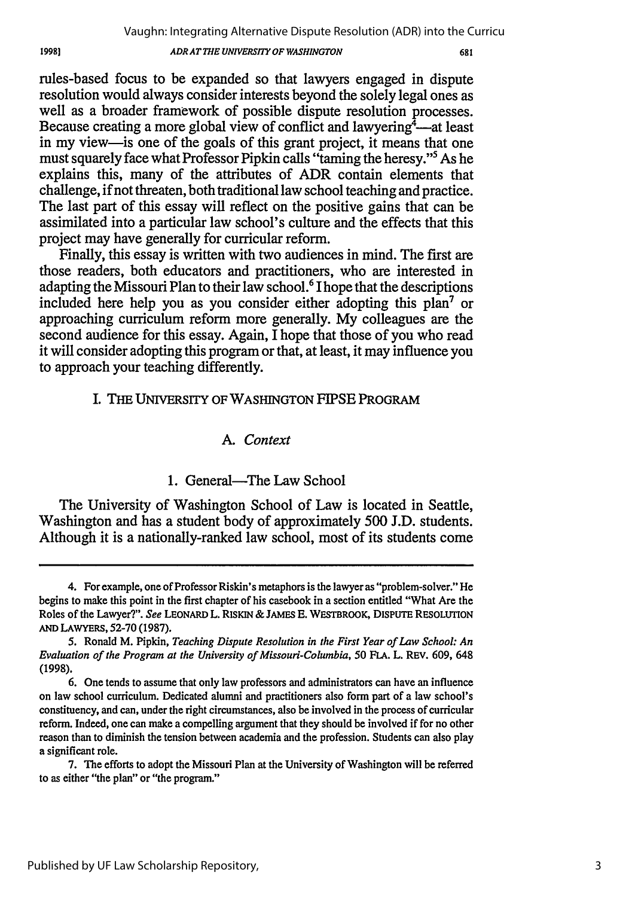rules-based focus to be expanded so that lawyers engaged in dispute resolution would always consider interests beyond the solely legal ones as well as a broader framework of possible dispute resolution processes. Because creating a more global view of conflict and lawyering[4]—at least in my view—is one of the goals of this grant project, it means that one must squarely face what Professor Pipkin calls "taming the heresy."[5] As he explains this, many of the attributes of ADR contain elements that challenge, if not threaten, both traditional law school teaching and practice. The last part of this essay will reflect on the positive gains that can be assimilated into a particular law school's culture and the effects that this project may have generally for curricular reform.

Finally, this essay is written with two audiences in mind. The first are those readers, both educators and practitioners, who are interested in adapting the Missouri Plan to their law school.[6] I hope that the descriptions included here help you as you consider either adopting this plan[7] or approaching curriculum reform more generally. My colleagues are the second audience for this essay. Again, I hope that those of you who read it will consider adopting this program or that, at least, it may influence you to approach your teaching differently.

## I. THE UNIVERSITY OF WASHINGTON FIPSE PROGRAM

### A. *Context*

#### 1. General—The Law School

The University of Washington School of Law is located in Seattle, Washington and has a student body of approximately 500 J.D. students. Although it is a nationally-ranked law school, most of its students come

---

4. For example, one of Professor Riskin's metaphors is the lawyer as "problem-solver." He begins to make this point in the first chapter of his casebook in a section entitled "What Are the Roles of the Lawyer?". *See* LEONARD L. RISKIN & JAMES E. WESTBROOK, DISPUTE RESOLUTION AND LAWYERS, 52-70 (1987).

5. Ronald M. Pipkin, *Teaching Dispute Resolution in the First Year of Law School: An Evaluation of the Program at the University of Missouri-Columbia*, 50 FLA. L. REV. 609, 648 (1998).

6. One tends to assume that only law professors and administrators can have an influence on law school curriculum. Dedicated alumni and practitioners also form part of a law school's constituency, and can, under the right circumstances, also be involved in the process of curricular reform. Indeed, one can make a compelling argument that they should be involved if for no other reason than to diminish the tension between academia and the profession. Students can also play a significant role.

7. The efforts to adopt the Missouri Plan at the University of Washington will be referred to as either "the plan" or "the program."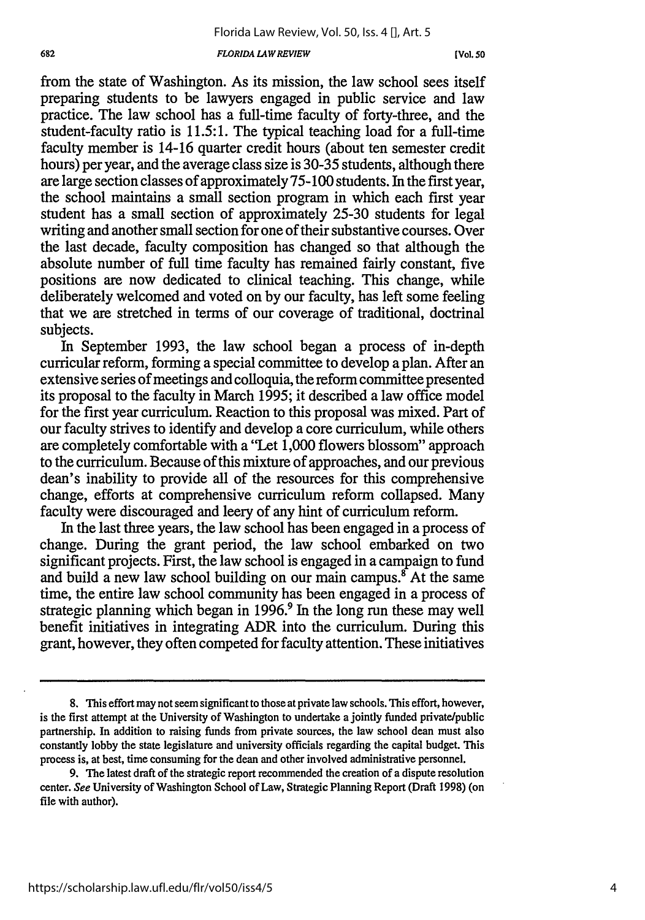from the state of Washington. As its mission, the law school sees itself preparing students to be lawyers engaged in public service and law practice. The law school has a full-time faculty of forty-three, and the student-faculty ratio is 11.5:1. The typical teaching load for a full-time faculty member is 14-16 quarter credit hours (about ten semester credit hours) per year, and the average class size is 30-35 students, although there are large section classes of approximately 75-100 students. In the first year, the school maintains a small section program in which each first year student has a small section of approximately 25-30 students for legal writing and another small section for one of their substantive courses. Over the last decade, faculty composition has changed so that although the absolute number of full time faculty has remained fairly constant, five positions are now dedicated to clinical teaching. This change, while deliberately welcomed and voted on by our faculty, has left some feeling that we are stretched in terms of our coverage of traditional, doctrinal subjects.

In September 1993, the law school began a process of in-depth curricular reform, forming a special committee to develop a plan. After an extensive series of meetings and colloquia, the reform committee presented its proposal to the faculty in March 1995; it described a law office model for the first year curriculum. Reaction to this proposal was mixed. Part of our faculty strives to identify and develop a core curriculum, while others are completely comfortable with a "Let 1,000 flowers blossom" approach to the curriculum. Because of this mixture of approaches, and our previous dean's inability to provide all of the resources for this comprehensive change, efforts at comprehensive curriculum reform collapsed. Many faculty were discouraged and leery of any hint of curriculum reform.

In the last three years, the law school has been engaged in a process of change. During the grant period, the law school embarked on two significant projects. First, the law school is engaged in a campaign to fund and build a new law school building on our main campus.[8] At the same time, the entire law school community has been engaged in a process of strategic planning which began in 1996.[9] In the long run these may well benefit initiatives in integrating ADR into the curriculum. During this grant, however, they often competed for faculty attention. These initiatives

---

8. This effort may not seem significant to those at private law schools. This effort, however, is the first attempt at the University of Washington to undertake a jointly funded private/public partnership. In addition to raising funds from private sources, the law school dean must also constantly lobby the state legislature and university officials regarding the capital budget. This process is, at best, time consuming for the dean and other involved administrative personnel.

9. The latest draft of the strategic report recommended the creation of a dispute resolution center. *See* University of Washington School of Law, Strategic Planning Report (Draft 1998) (on file with author).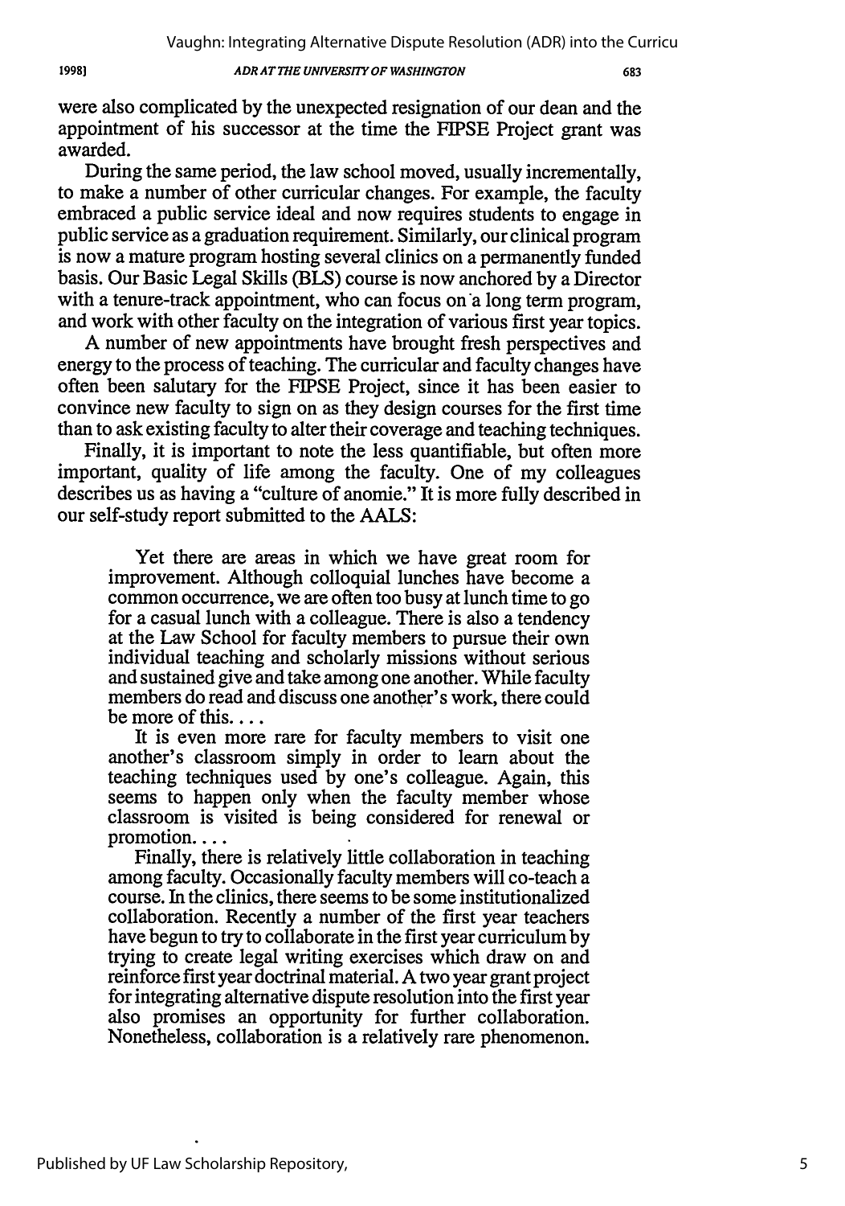were also complicated by the unexpected resignation of our dean and the appointment of his successor at the time the FIPSE Project grant was awarded.

During the same period, the law school moved, usually incrementally, to make a number of other curricular changes. For example, the faculty embraced a public service ideal and now requires students to engage in public service as a graduation requirement. Similarly, our clinical program is now a mature program hosting several clinics on a permanently funded basis. Our Basic Legal Skills (BLS) course is now anchored by a Director with a tenure-track appointment, who can focus on a long term program, and work with other faculty on the integration of various first year topics.

A number of new appointments have brought fresh perspectives and energy to the process of teaching. The curricular and faculty changes have often been salutary for the FIPSE Project, since it has been easier to convince new faculty to sign on as they design courses for the first time than to ask existing faculty to alter their coverage and teaching techniques.

Finally, it is important to note the less quantifiable, but often more important, quality of life among the faculty. One of my colleagues describes us as having a "culture of anomie." It is more fully described in our self-study report submitted to the AALS:

> Yet there are areas in which we have great room for improvement. Although colloquial lunches have become a common occurrence, we are often too busy at lunch time to go for a casual lunch with a colleague. There is also a tendency at the Law School for faculty members to pursue their own individual teaching and scholarly missions without serious and sustained give and take among one another. While faculty members do read and discuss one another's work, there could be more of this. . . .
>
> It is even more rare for faculty members to visit one another's classroom simply in order to learn about the teaching techniques used by one's colleague. Again, this seems to happen only when the faculty member whose classroom is visited is being considered for renewal or promotion. . . .
>
> Finally, there is relatively little collaboration in teaching among faculty. Occasionally faculty members will co-teach a course. In the clinics, there seems to be some institutionalized collaboration. Recently a number of the first year teachers have begun to try to collaborate in the first year curriculum by trying to create legal writing exercises which draw on and reinforce first year doctrinal material. A two year grant project for integrating alternative dispute resolution into the first year also promises an opportunity for further collaboration. Nonetheless, collaboration is a relatively rare phenomenon.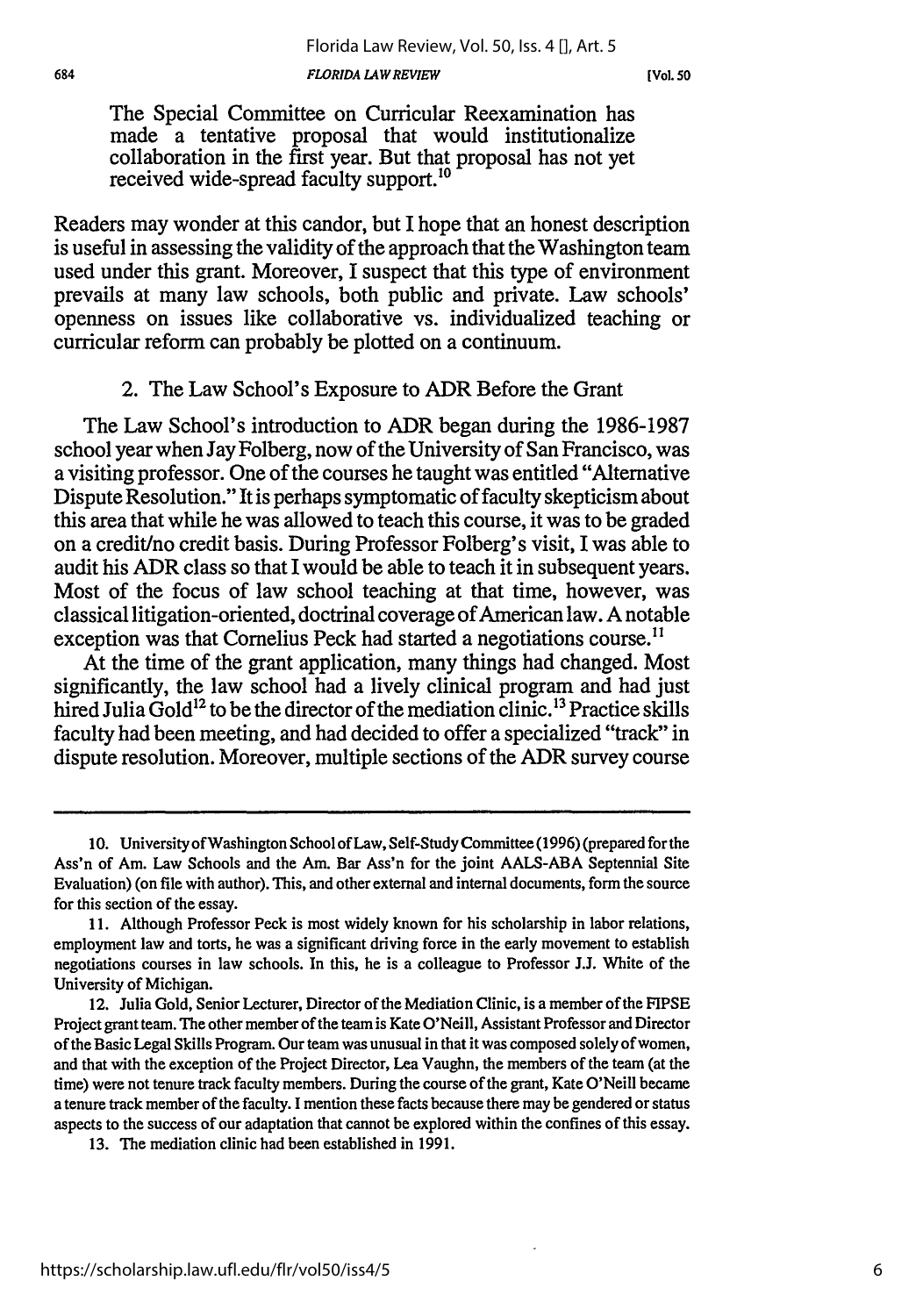> The Special Committee on Curricular Reexamination has made a tentative proposal that would institutionalize collaboration in the first year. But that proposal has not yet received wide-spread faculty support.[10]

Readers may wonder at this candor, but I hope that an honest description is useful in assessing the validity of the approach that the Washington team used under this grant. Moreover, I suspect that this type of environment prevails at many law schools, both public and private. Law schools' openness on issues like collaborative vs. individualized teaching or curricular reform can probably be plotted on a continuum.

### 2. The Law School's Exposure to ADR Before the Grant

The Law School's introduction to ADR began during the 1986-1987 school year when Jay Folberg, now of the University of San Francisco, was a visiting professor. One of the courses he taught was entitled "Alternative Dispute Resolution." It is perhaps symptomatic of faculty skepticism about this area that while he was allowed to teach this course, it was to be graded on a credit/no credit basis. During Professor Folberg's visit, I was able to audit his ADR class so that I would be able to teach it in subsequent years. Most of the focus of law school teaching at that time, however, was classical litigation-oriented, doctrinal coverage of American law. A notable exception was that Cornelius Peck had started a negotiations course.[11]

At the time of the grant application, many things had changed. Most significantly, the law school had a lively clinical program and had just hired Julia Gold[12] to be the director of the mediation clinic.[13] Practice skills faculty had been meeting, and had decided to offer a specialized "track" in dispute resolution. Moreover, multiple sections of the ADR survey course

---

10. University of Washington School of Law, Self-Study Committee (1996) (prepared for the Ass'n of Am. Law Schools and the Am. Bar Ass'n for the joint AALS-ABA Septennial Site Evaluation) (on file with author). This, and other external and internal documents, form the source for this section of the essay.

11. Although Professor Peck is most widely known for his scholarship in labor relations, employment law and torts, he was a significant driving force in the early movement to establish negotiations courses in law schools. In this, he is a colleague to Professor J.J. White of the University of Michigan.

12. Julia Gold, Senior Lecturer, Director of the Mediation Clinic, is a member of the FIPSE Project grant team. The other member of the team is Kate O'Neill, Assistant Professor and Director of the Basic Legal Skills Program. Our team was unusual in that it was composed solely of women, and that with the exception of the Project Director, Lea Vaughn, the members of the team (at the time) were not tenure track faculty members. During the course of the grant, Kate O'Neill became a tenure track member of the faculty. I mention these facts because there may be gendered or status aspects to the success of our adaptation that cannot be explored within the confines of this essay.

13. The mediation clinic had been established in 1991.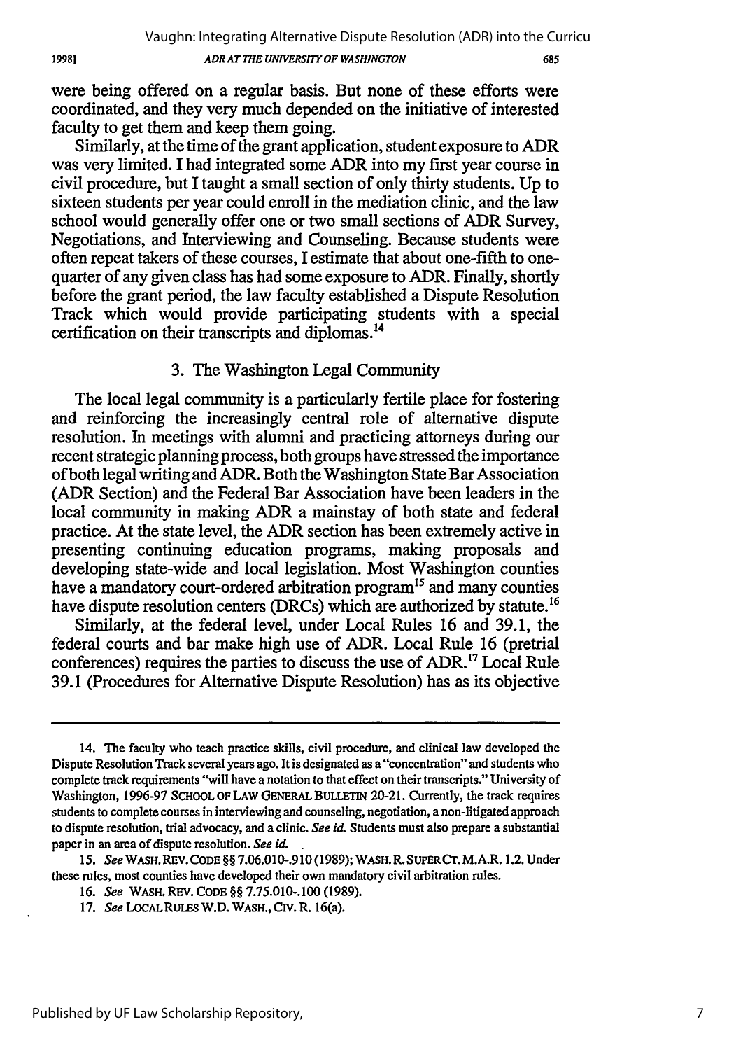were being offered on a regular basis. But none of these efforts were coordinated, and they very much depended on the initiative of interested faculty to get them and keep them going.

Similarly, at the time of the grant application, student exposure to ADR was very limited. I had integrated some ADR into my first year course in civil procedure, but I taught a small section of only thirty students. Up to sixteen students per year could enroll in the mediation clinic, and the law school would generally offer one or two small sections of ADR Survey, Negotiations, and Interviewing and Counseling. Because students were often repeat takers of these courses, I estimate that about one-fifth to one-quarter of any given class has had some exposure to ADR. Finally, shortly before the grant period, the law faculty established a Dispute Resolution Track which would provide participating students with a special certification on their transcripts and diplomas.[14]

### 3. The Washington Legal Community

The local legal community is a particularly fertile place for fostering and reinforcing the increasingly central role of alternative dispute resolution. In meetings with alumni and practicing attorneys during our recent strategic planning process, both groups have stressed the importance of both legal writing and ADR. Both the Washington State Bar Association (ADR Section) and the Federal Bar Association have been leaders in the local community in making ADR a mainstay of both state and federal practice. At the state level, the ADR section has been extremely active in presenting continuing education programs, making proposals and developing state-wide and local legislation. Most Washington counties have a mandatory court-ordered arbitration program[15] and many counties have dispute resolution centers (DRCs) which are authorized by statute.[16]

Similarly, at the federal level, under Local Rules 16 and 39.1, the federal courts and bar make high use of ADR. Local Rule 16 (pretrial conferences) requires the parties to discuss the use of ADR.[17] Local Rule 39.1 (Procedures for Alternative Dispute Resolution) has as its objective

---

14. The faculty who teach practice skills, civil procedure, and clinical law developed the Dispute Resolution Track several years ago. It is designated as a "concentration" and students who complete track requirements "will have a notation to that effect on their transcripts." University of Washington, 1996-97 SCHOOL OF LAW GENERAL BULLETIN 20-21. Currently, the track requires students to complete courses in interviewing and counseling, negotiation, a non-litigated approach to dispute resolution, trial advocacy, and a clinic. *See id.* Students must also prepare a substantial paper in an area of dispute resolution. *See id.*

15. *See* WASH. REV. CODE §§ 7.06.010-.910 (1989); WASH. R. SUPER CT. M.A.R. 1.2. Under these rules, most counties have developed their own mandatory civil arbitration rules.

16. *See* WASH. REV. CODE §§ 7.75.010-.100 (1989).

17. *See* LOCAL RULES W.D. WASH., CIV. R. 16(a).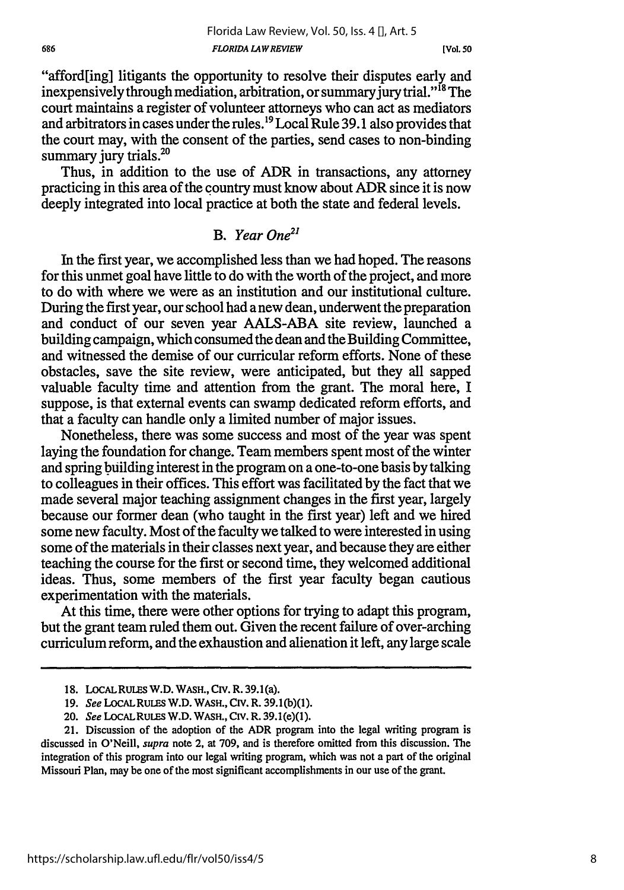"afford[ing] litigants the opportunity to resolve their disputes early and inexpensively through mediation, arbitration, or summary jury trial."[18] The court maintains a register of volunteer attorneys who can act as mediators and arbitrators in cases under the rules.[19] Local Rule 39.1 also provides that the court may, with the consent of the parties, send cases to non-binding summary jury trials.[20]

Thus, in addition to the use of ADR in transactions, any attorney practicing in this area of the country must know about ADR since it is now deeply integrated into local practice at both the state and federal levels.

## B. *Year One*[21]

In the first year, we accomplished less than we had hoped. The reasons for this unmet goal have little to do with the worth of the project, and more to do with where we were as an institution and our institutional culture. During the first year, our school had a new dean, underwent the preparation and conduct of our seven year AALS-ABA site review, launched a building campaign, which consumed the dean and the Building Committee, and witnessed the demise of our curricular reform efforts. None of these obstacles, save the site review, were anticipated, but they all sapped valuable faculty time and attention from the grant. The moral here, I suppose, is that external events can swamp dedicated reform efforts, and that a faculty can handle only a limited number of major issues.

Nonetheless, there was some success and most of the year was spent laying the foundation for change. Team members spent most of the winter and spring building interest in the program on a one-to-one basis by talking to colleagues in their offices. This effort was facilitated by the fact that we made several major teaching assignment changes in the first year, largely because our former dean (who taught in the first year) left and we hired some new faculty. Most of the faculty we talked to were interested in using some of the materials in their classes next year, and because they are either teaching the course for the first or second time, they welcomed additional ideas. Thus, some members of the first year faculty began cautious experimentation with the materials.

At this time, there were other options for trying to adapt this program, but the grant team ruled them out. Given the recent failure of over-arching curriculum reform, and the exhaustion and alienation it left, any large scale

---

18. LOCAL RULES W.D. WASH., CIV. R. 39.1(a).

19. *See* LOCAL RULES W.D. WASH., CIV. R. 39.1(b)(1).

20. *See* LOCAL RULES W.D. WASH., CIV. R. 39.1(e)(1).

21. Discussion of the adoption of the ADR program into the legal writing program is discussed in O'Neill, *supra* note 2, at 709, and is therefore omitted from this discussion. The integration of this program into our legal writing program, which was not a part of the original Missouri Plan, may be one of the most significant accomplishments in our use of the grant.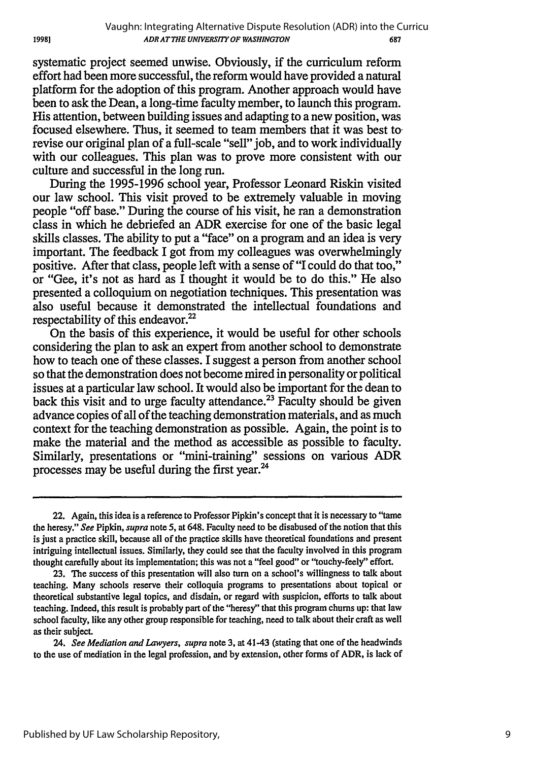systematic project seemed unwise. Obviously, if the curriculum reform effort had been more successful, the reform would have provided a natural platform for the adoption of this program. Another approach would have been to ask the Dean, a long-time faculty member, to launch this program. His attention, between building issues and adapting to a new position, was focused elsewhere. Thus, it seemed to team members that it was best to revise our original plan of a full-scale "sell" job, and to work individually with our colleagues. This plan was to prove more consistent with our culture and successful in the long run.

During the 1995-1996 school year, Professor Leonard Riskin visited our law school. This visit proved to be extremely valuable in moving people "off base." During the course of his visit, he ran a demonstration class in which he debriefed an ADR exercise for one of the basic legal skills classes. The ability to put a "face" on a program and an idea is very important. The feedback I got from my colleagues was overwhelmingly positive. After that class, people left with a sense of "I could do that too," or "Gee, it's not as hard as I thought it would be to do this." He also presented a colloquium on negotiation techniques. This presentation was also useful because it demonstrated the intellectual foundations and respectability of this endeavor.[22]

On the basis of this experience, it would be useful for other schools considering the plan to ask an expert from another school to demonstrate how to teach one of these classes. I suggest a person from another school so that the demonstration does not become mired in personality or political issues at a particular law school. It would also be important for the dean to back this visit and to urge faculty attendance.[23] Faculty should be given advance copies of all of the teaching demonstration materials, and as much context for the teaching demonstration as possible. Again, the point is to make the material and the method as accessible as possible to faculty. Similarly, presentations or "mini-training" sessions on various ADR processes may be useful during the first year.[24]

---

22. Again, this idea is a reference to Professor Pipkin's concept that it is necessary to "tame the heresy." *See* Pipkin, *supra* note 5, at 648. Faculty need to be disabused of the notion that this is just a practice skill, because all of the practice skills have theoretical foundations and present intriguing intellectual issues. Similarly, they could see that the faculty involved in this program thought carefully about its implementation; this was not a "feel good" or "touchy-feely" effort.

23. The success of this presentation will also turn on a school's willingness to talk about teaching. Many schools reserve their colloquia programs to presentations about topical or theoretical substantive legal topics, and disdain, or regard with suspicion, efforts to talk about teaching. Indeed, this result is probably part of the "heresy" that this program churns up: that law school faculty, like any other group responsible for teaching, need to talk about their craft as well as their subject.

24. *See Mediation and Lawyers*, *supra* note 3, at 41-43 (stating that one of the headwinds to the use of mediation in the legal profession, and by extension, other forms of ADR, is lack of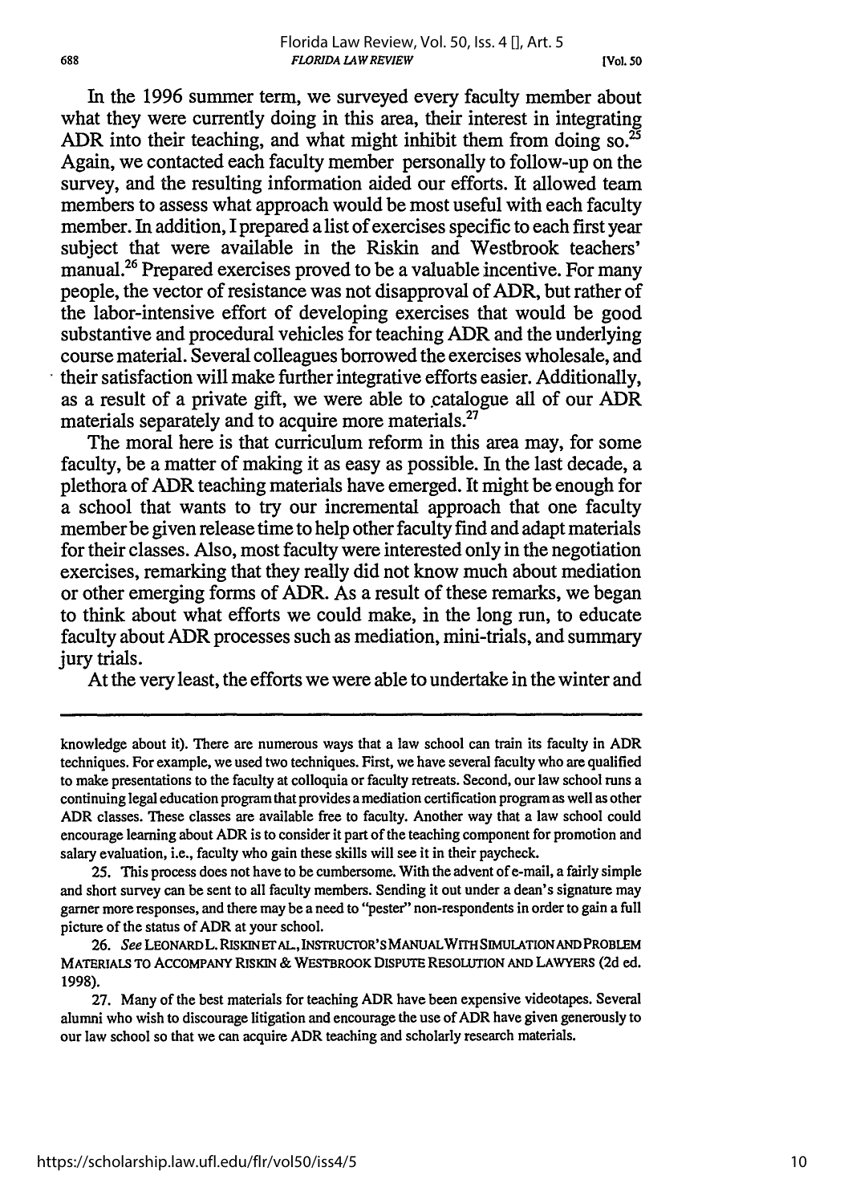In the 1996 summer term, we surveyed every faculty member about what they were currently doing in this area, their interest in integrating ADR into their teaching, and what might inhibit them from doing so.[25] Again, we contacted each faculty member personally to follow-up on the survey, and the resulting information aided our efforts. It allowed team members to assess what approach would be most useful with each faculty member. In addition, I prepared a list of exercises specific to each first year subject that were available in the Riskin and Westbrook teachers' manual.[26] Prepared exercises proved to be a valuable incentive. For many people, the vector of resistance was not disapproval of ADR, but rather of the labor-intensive effort of developing exercises that would be good substantive and procedural vehicles for teaching ADR and the underlying course material. Several colleagues borrowed the exercises wholesale, and their satisfaction will make further integrative efforts easier. Additionally, as a result of a private gift, we were able to catalogue all of our ADR materials separately and to acquire more materials.[27]

The moral here is that curriculum reform in this area may, for some faculty, be a matter of making it as easy as possible. In the last decade, a plethora of ADR teaching materials have emerged. It might be enough for a school that wants to try our incremental approach that one faculty member be given release time to help other faculty find and adapt materials for their classes. Also, most faculty were interested only in the negotiation exercises, remarking that they really did not know much about mediation or other emerging forms of ADR. As a result of these remarks, we began to think about what efforts we could make, in the long run, to educate faculty about ADR processes such as mediation, mini-trials, and summary jury trials.

At the very least, the efforts we were able to undertake in the winter and

---

knowledge about it). There are numerous ways that a law school can train its faculty in ADR techniques. For example, we used two techniques. First, we have several faculty who are qualified to make presentations to the faculty at colloquia or faculty retreats. Second, our law school runs a continuing legal education program that provides a mediation certification program as well as other ADR classes. These classes are available free to faculty. Another way that a law school could encourage learning about ADR is to consider it part of the teaching component for promotion and salary evaluation, i.e., faculty who gain these skills will see it in their paycheck.

25. This process does not have to be cumbersome. With the advent of e-mail, a fairly simple and short survey can be sent to all faculty members. Sending it out under a dean's signature may garner more responses, and there may be a need to "pester" non-respondents in order to gain a full picture of the status of ADR at your school.

26. *See* LEONARD L. RISKIN ET AL., INSTRUCTOR'S MANUAL WITH SIMULATION AND PROBLEM MATERIALS TO ACCOMPANY RISKIN & WESTBROOK DISPUTE RESOLUTION AND LAWYERS (2d ed. 1998).

27. Many of the best materials for teaching ADR have been expensive videotapes. Several alumni who wish to discourage litigation and encourage the use of ADR have given generously to our law school so that we can acquire ADR teaching and scholarly research materials.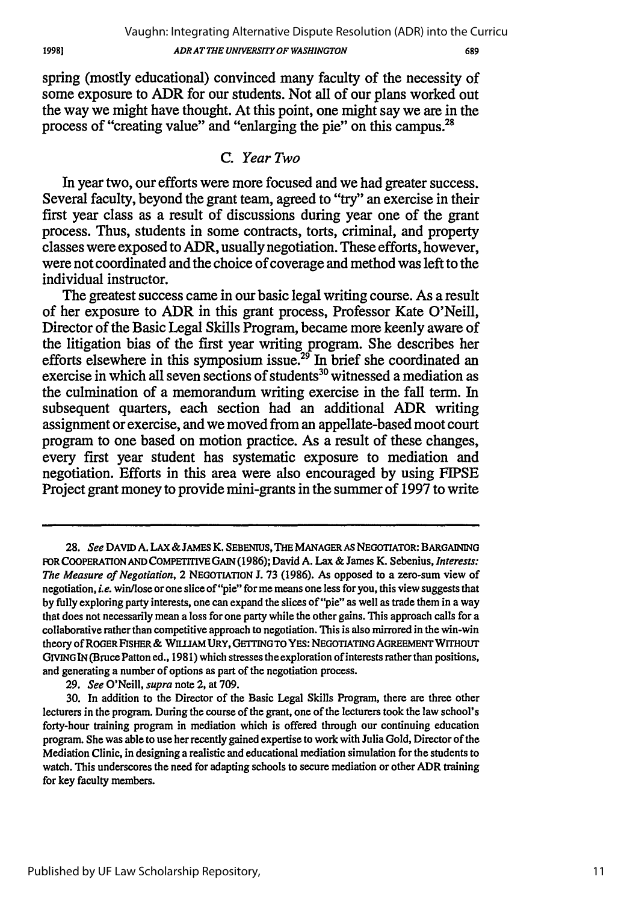spring (mostly educational) convinced many faculty of the necessity of some exposure to ADR for our students. Not all of our plans worked out the way we might have thought. At this point, one might say we are in the process of "creating value" and "enlarging the pie" on this campus.[28]

### C. *Year Two*

In year two, our efforts were more focused and we had greater success. Several faculty, beyond the grant team, agreed to "try" an exercise in their first year class as a result of discussions during year one of the grant process. Thus, students in some contracts, torts, criminal, and property classes were exposed to ADR, usually negotiation. These efforts, however, were not coordinated and the choice of coverage and method was left to the individual instructor.

The greatest success came in our basic legal writing course. As a result of her exposure to ADR in this grant process, Professor Kate O'Neill, Director of the Basic Legal Skills Program, became more keenly aware of the litigation bias of the first year writing program. She describes her efforts elsewhere in this symposium issue.[29] In brief she coordinated an exercise in which all seven sections of students[30] witnessed a mediation as the culmination of a memorandum writing exercise in the fall term. In subsequent quarters, each section had an additional ADR writing assignment or exercise, and we moved from an appellate-based moot court program to one based on motion practice. As a result of these changes, every first year student has systematic exposure to mediation and negotiation. Efforts in this area were also encouraged by using FIPSE Project grant money to provide mini-grants in the summer of 1997 to write

---

28. *See* DAVID A. LAX & JAMES K. SEBENIUS, THE MANAGER AS NEGOTIATOR: BARGAINING FOR COOPERATION AND COMPETITIVE GAIN (1986); David A. Lax & James K. Sebenius, *Interests: The Measure of Negotiation*, 2 NEGOTIATION J. 73 (1986). As opposed to a zero-sum view of negotiation, *i.e.* win/lose or one slice of "pie" for me means one less for you, this view suggests that by fully exploring party interests, one can expand the slices of "pie" as well as trade them in a way that does not necessarily mean a loss for one party while the other gains. This approach calls for a collaborative rather than competitive approach to negotiation. This is also mirrored in the win-win theory of ROGER FISHER & WILLIAM URY, GETTING TO YES: NEGOTIATING AGREEMENT WITHOUT GIVING IN (Bruce Patton ed., 1981) which stresses the exploration of interests rather than positions, and generating a number of options as part of the negotiation process.

29. *See* O'Neill, *supra* note 2, at 709.

30. In addition to the Director of the Basic Legal Skills Program, there are three other lecturers in the program. During the course of the grant, one of the lecturers took the law school's forty-hour training program in mediation which is offered through our continuing education program. She was able to use her recently gained expertise to work with Julia Gold, Director of the Mediation Clinic, in designing a realistic and educational mediation simulation for the students to watch. This underscores the need for adapting schools to secure mediation or other ADR training for key faculty members.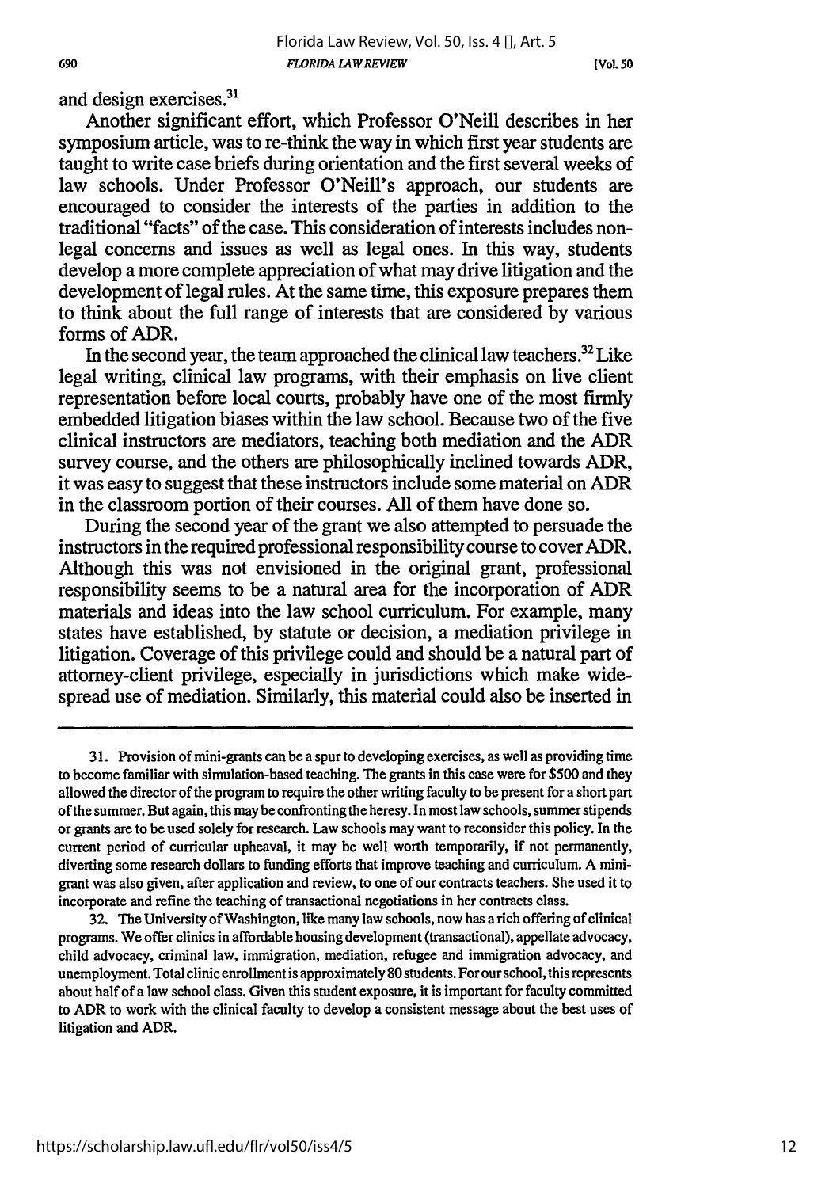and design exercises.[31]

Another significant effort, which Professor O'Neill describes in her symposium article, was to re-think the way in which first year students are taught to write case briefs during orientation and the first several weeks of law schools. Under Professor O'Neill's approach, our students are encouraged to consider the interests of the parties in addition to the traditional "facts" of the case. This consideration of interests includes non-legal concerns and issues as well as legal ones. In this way, students develop a more complete appreciation of what may drive litigation and the development of legal rules. At the same time, this exposure prepares them to think about the full range of interests that are considered by various forms of ADR.

In the second year, the team approached the clinical law teachers.[32] Like legal writing, clinical law programs, with their emphasis on live client representation before local courts, probably have one of the most firmly embedded litigation biases within the law school. Because two of the five clinical instructors are mediators, teaching both mediation and the ADR survey course, and the others are philosophically inclined towards ADR, it was easy to suggest that these instructors include some material on ADR in the classroom portion of their courses. All of them have done so.

During the second year of the grant we also attempted to persuade the instructors in the required professional responsibility course to cover ADR. Although this was not envisioned in the original grant, professional responsibility seems to be a natural area for the incorporation of ADR materials and ideas into the law school curriculum. For example, many states have established, by statute or decision, a mediation privilege in litigation. Coverage of this privilege could and should be a natural part of attorney-client privilege, especially in jurisdictions which make wide-spread use of mediation. Similarly, this material could also be inserted in

---

31. Provision of mini-grants can be a spur to developing exercises, as well as providing time to become familiar with simulation-based teaching. The grants in this case were for $500 and they allowed the director of the program to require the other writing faculty to be present for a short part of the summer. But again, this may be confronting the heresy. In most law schools, summer stipends or grants are to be used solely for research. Law schools may want to reconsider this policy. In the current period of curricular upheaval, it may be well worth temporarily, if not permanently, diverting some research dollars to funding efforts that improve teaching and curriculum. A mini-grant was also given, after application and review, to one of our contracts teachers. She used it to incorporate and refine the teaching of transactional negotiations in her contracts class.

32. The University of Washington, like many law schools, now has a rich offering of clinical programs. We offer clinics in affordable housing development (transactional), appellate advocacy, child advocacy, criminal law, immigration, mediation, refugee and immigration advocacy, and unemployment. Total clinic enrollment is approximately 80 students. For our school, this represents about half of a law school class. Given this student exposure, it is important for faculty committed to ADR to work with the clinical faculty to develop a consistent message about the best uses of litigation and ADR.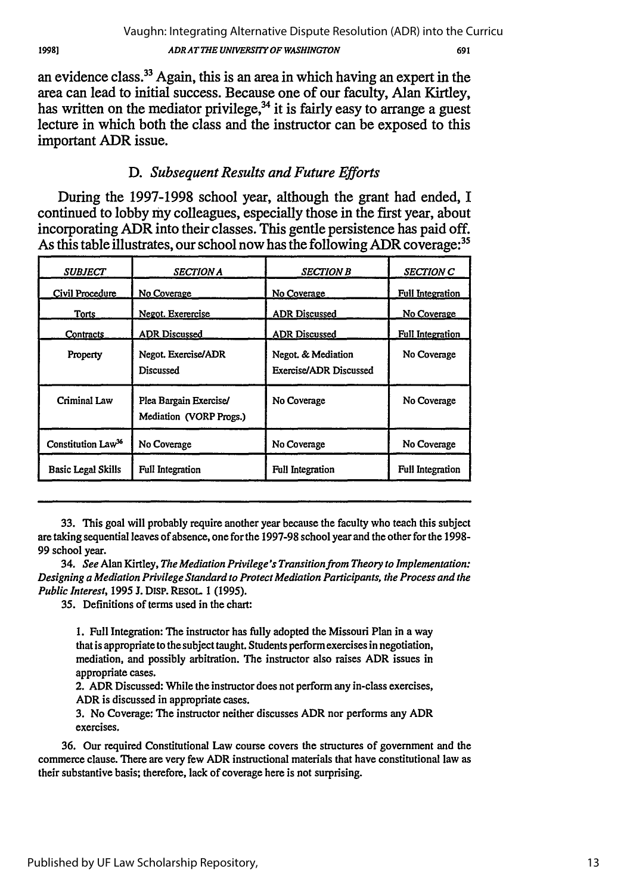an evidence class.[33] Again, this is an area in which having an expert in the area can lead to initial success. Because one of our faculty, Alan Kirtley, has written on the mediator privilege,[34] it is fairly easy to arrange a guest lecture in which both the class and the instructor can be exposed to this important ADR issue.

### D. *Subsequent Results and Future Efforts*

During the 1997-1998 school year, although the grant had ended, I continued to lobby my colleagues, especially those in the first year, about incorporating ADR into their classes. This gentle persistence has paid off. As this table illustrates, our school now has the following ADR coverage:[35]

| *SUBJECT* | *SECTION A* | *SECTION B* | *SECTION C* |
|---|---|---|---|
| Civil Procedure | No Coverage | No Coverage | Full Integration |
| Torts | Negot. Exerercise | ADR Discussed | No Coverage |
| Contracts | ADR Discussed | ADR Discussed | Full Integration |
| Property | Negot. Exercise/ADR Discussed | Negot. & Mediation Exercise/ADR Discussed | No Coverage |
| Criminal Law | Plea Bargain Exercise/ Mediation (VORP Progs.) | No Coverage | No Coverage |
| Constitution Law[36] | No Coverage | No Coverage | No Coverage |
| Basic Legal Skills | Full Integration | Full Integration | Full Integration |

---

33. This goal will probably require another year because the faculty who teach this subject are taking sequential leaves of absence, one for the 1997-98 school year and the other for the 1998-99 school year.

34. *See* Alan Kirtley, *The Mediation Privilege's Transition from Theory to Implementation: Designing a Mediation Privilege Standard to Protect Mediation Participants, the Process and the Public Interest*, 1995 J. DISP. RESOL. 1 (1995).

35. Definitions of terms used in the chart:

> 1. Full Integration: The instructor has fully adopted the Missouri Plan in a way that is appropriate to the subject taught. Students perform exercises in negotiation, mediation, and possibly arbitration. The instructor also raises ADR issues in appropriate cases.
> 2. ADR Discussed: While the instructor does not perform any in-class exercises, ADR is discussed in appropriate cases.
> 3. No Coverage: The instructor neither discusses ADR nor performs any ADR exercises.

36. Our required Constitutional Law course covers the structures of government and the commerce clause. There are very few ADR instructional materials that have constitutional law as their substantive basis; therefore, lack of coverage here is not surprising.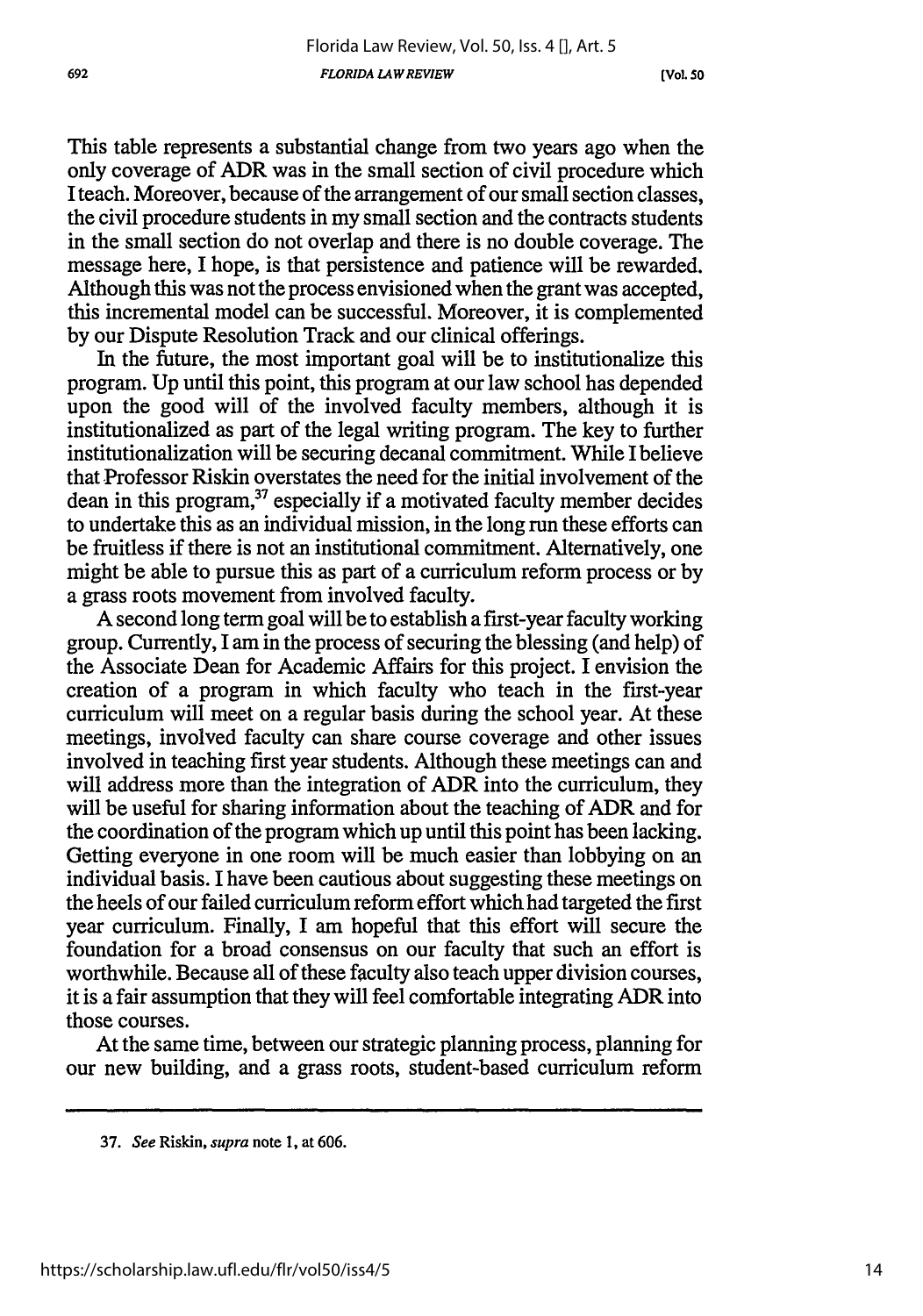This table represents a substantial change from two years ago when the only coverage of ADR was in the small section of civil procedure which I teach. Moreover, because of the arrangement of our small section classes, the civil procedure students in my small section and the contracts students in the small section do not overlap and there is no double coverage. The message here, I hope, is that persistence and patience will be rewarded. Although this was not the process envisioned when the grant was accepted, this incremental model can be successful. Moreover, it is complemented by our Dispute Resolution Track and our clinical offerings.

In the future, the most important goal will be to institutionalize this program. Up until this point, this program at our law school has depended upon the good will of the involved faculty members, although it is institutionalized as part of the legal writing program. The key to further institutionalization will be securing decanal commitment. While I believe that Professor Riskin overstates the need for the initial involvement of the dean in this program,[37] especially if a motivated faculty member decides to undertake this as an individual mission, in the long run these efforts can be fruitless if there is not an institutional commitment. Alternatively, one might be able to pursue this as part of a curriculum reform process or by a grass roots movement from involved faculty.

A second long term goal will be to establish a first-year faculty working group. Currently, I am in the process of securing the blessing (and help) of the Associate Dean for Academic Affairs for this project. I envision the creation of a program in which faculty who teach in the first-year curriculum will meet on a regular basis during the school year. At these meetings, involved faculty can share course coverage and other issues involved in teaching first year students. Although these meetings can and will address more than the integration of ADR into the curriculum, they will be useful for sharing information about the teaching of ADR and for the coordination of the program which up until this point has been lacking. Getting everyone in one room will be much easier than lobbying on an individual basis. I have been cautious about suggesting these meetings on the heels of our failed curriculum reform effort which had targeted the first year curriculum. Finally, I am hopeful that this effort will secure the foundation for a broad consensus on our faculty that such an effort is worthwhile. Because all of these faculty also teach upper division courses, it is a fair assumption that they will feel comfortable integrating ADR into those courses.

At the same time, between our strategic planning process, planning for our new building, and a grass roots, student-based curriculum reform

---

37. *See* Riskin, *supra* note 1, at 606.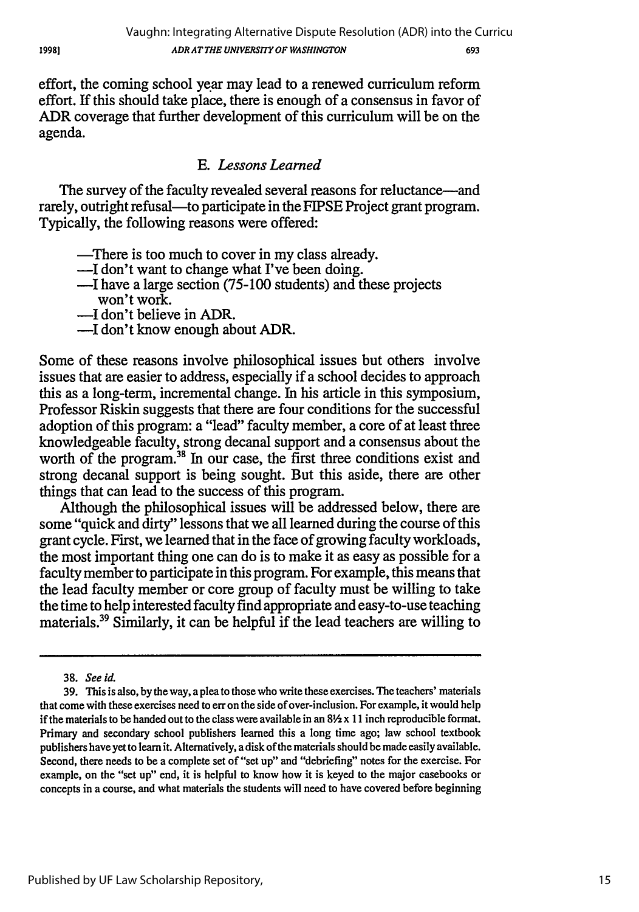effort, the coming school year may lead to a renewed curriculum reform effort. If this should take place, there is enough of a consensus in favor of ADR coverage that further development of this curriculum will be on the agenda.

### E. *Lessons Learned*

The survey of the faculty revealed several reasons for reluctance—and rarely, outright refusal—to participate in the FIPSE Project grant program. Typically, the following reasons were offered:

—There is too much to cover in my class already.
—I don't want to change what I've been doing.
—I have a large section (75-100 students) and these projects won't work.
—I don't believe in ADR.
—I don't know enough about ADR.

Some of these reasons involve philosophical issues but others involve issues that are easier to address, especially if a school decides to approach this as a long-term, incremental change. In his article in this symposium, Professor Riskin suggests that there are four conditions for the successful adoption of this program: a "lead" faculty member, a core of at least three knowledgeable faculty, strong decanal support and a consensus about the worth of the program.[38] In our case, the first three conditions exist and strong decanal support is being sought. But this aside, there are other things that can lead to the success of this program.

Although the philosophical issues will be addressed below, there are some "quick and dirty" lessons that we all learned during the course of this grant cycle. First, we learned that in the face of growing faculty workloads, the most important thing one can do is to make it as easy as possible for a faculty member to participate in this program. For example, this means that the lead faculty member or core group of faculty must be willing to take the time to help interested faculty find appropriate and easy-to-use teaching materials.[39] Similarly, it can be helpful if the lead teachers are willing to

---

38. *See id.*

39. This is also, by the way, a plea to those who write these exercises. The teachers' materials that come with these exercises need to err on the side of over-inclusion. For example, it would help if the materials to be handed out to the class were available in an 8½ x 11 inch reproducible format. Primary and secondary school publishers learned this a long time ago; law school textbook publishers have yet to learn it. Alternatively, a disk of the materials should be made easily available. Second, there needs to be a complete set of "set up" and "debriefing" notes for the exercise. For example, on the "set up" end, it is helpful to know how it is keyed to the major casebooks or concepts in a course, and what materials the students will need to have covered before beginning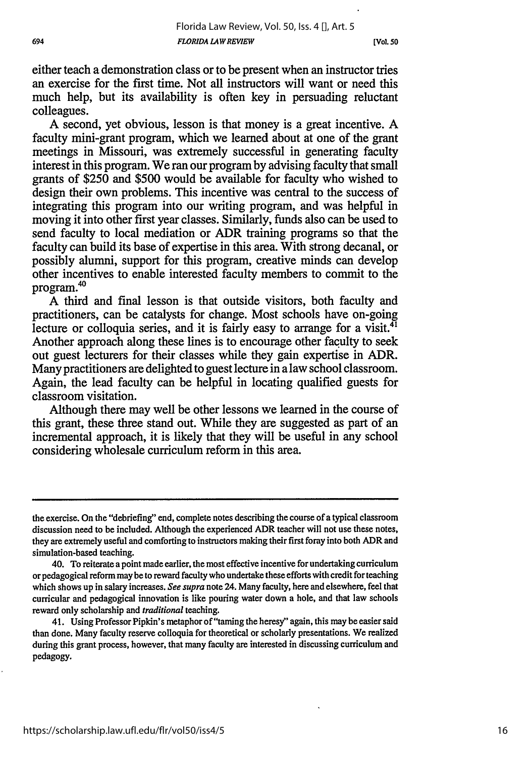either teach a demonstration class or to be present when an instructor tries an exercise for the first time. Not all instructors will want or need this much help, but its availability is often key in persuading reluctant colleagues.

A second, yet obvious, lesson is that money is a great incentive. A faculty mini-grant program, which we learned about at one of the grant meetings in Missouri, was extremely successful in generating faculty interest in this program. We ran our program by advising faculty that small grants of $250 and $500 would be available for faculty who wished to design their own problems. This incentive was central to the success of integrating this program into our writing program, and was helpful in moving it into other first year classes. Similarly, funds also can be used to send faculty to local mediation or ADR training programs so that the faculty can build its base of expertise in this area. With strong decanal, or possibly alumni, support for this program, creative minds can develop other incentives to enable interested faculty members to commit to the program.[40]

A third and final lesson is that outside visitors, both faculty and practitioners, can be catalysts for change. Most schools have on-going lecture or colloquia series, and it is fairly easy to arrange for a visit.[41] Another approach along these lines is to encourage other faculty to seek out guest lecturers for their classes while they gain expertise in ADR. Many practitioners are delighted to guest lecture in a law school classroom. Again, the lead faculty can be helpful in locating qualified guests for classroom visitation.

Although there may well be other lessons we learned in the course of this grant, these three stand out. While they are suggested as part of an incremental approach, it is likely that they will be useful in any school considering wholesale curriculum reform in this area.

---

the exercise. On the "debriefing" end, complete notes describing the course of a typical classroom discussion need to be included. Although the experienced ADR teacher will not use these notes, they are extremely useful and comforting to instructors making their first foray into both ADR and simulation-based teaching.

40. To reiterate a point made earlier, the most effective incentive for undertaking curriculum or pedagogical reform may be to reward faculty who undertake these efforts with credit for teaching which shows up in salary increases. *See supra* note 24. Many faculty, here and elsewhere, feel that curricular and pedagogical innovation is like pouring water down a hole, and that law schools reward only scholarship and *traditional* teaching.

41. Using Professor Pipkin's metaphor of "taming the heresy" again, this may be easier said than done. Many faculty reserve colloquia for theoretical or scholarly presentations. We realized during this grant process, however, that many faculty are interested in discussing curriculum and pedagogy.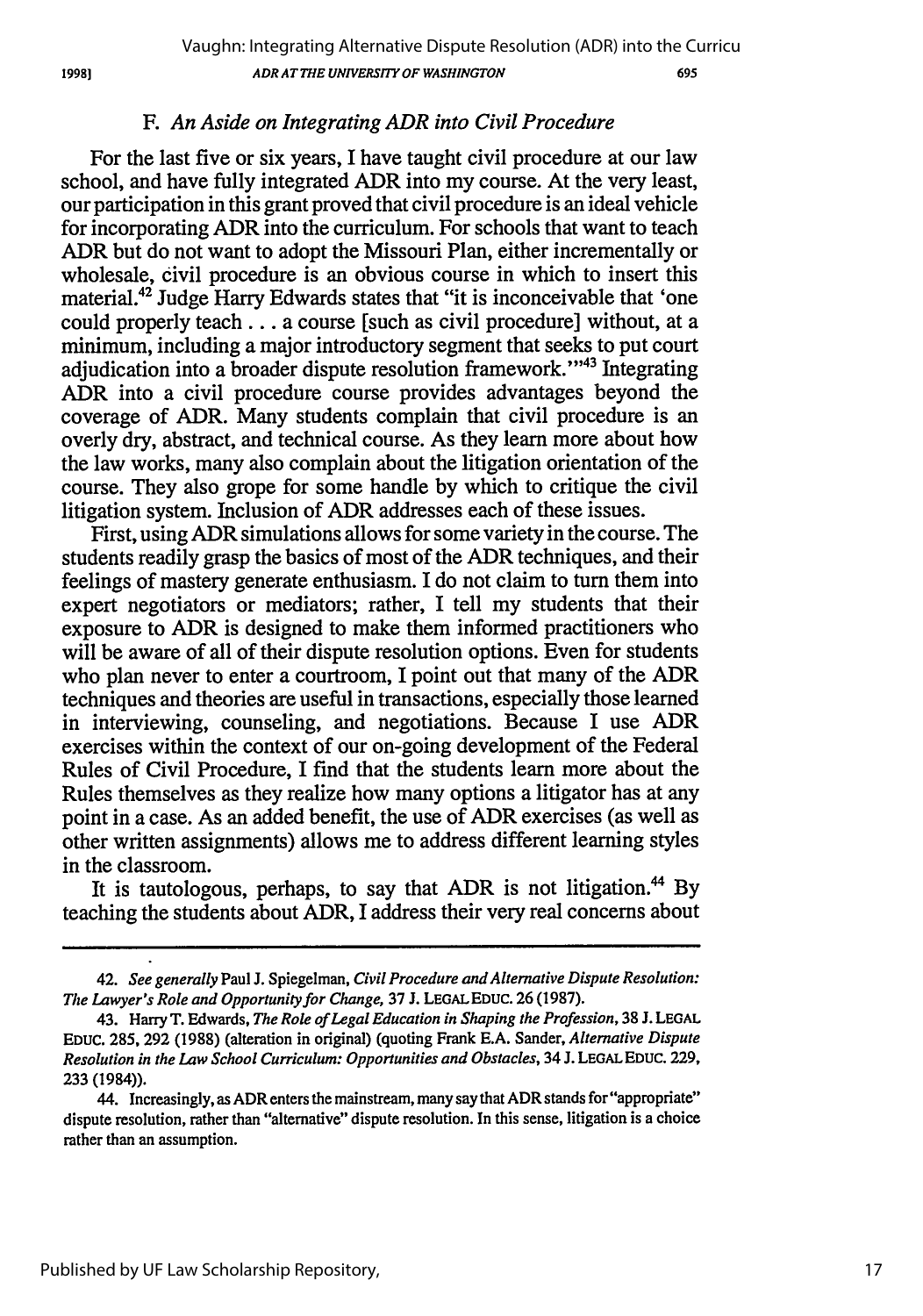### F. *An Aside on Integrating ADR into Civil Procedure*

For the last five or six years, I have taught civil procedure at our law school, and have fully integrated ADR into my course. At the very least, our participation in this grant proved that civil procedure is an ideal vehicle for incorporating ADR into the curriculum. For schools that want to teach ADR but do not want to adopt the Missouri Plan, either incrementally or wholesale, civil procedure is an obvious course in which to insert this material.[42] Judge Harry Edwards states that "it is inconceivable that 'one could properly teach . . . a course [such as civil procedure] without, at a minimum, including a major introductory segment that seeks to put court adjudication into a broader dispute resolution framework.'"[43] Integrating ADR into a civil procedure course provides advantages beyond the coverage of ADR. Many students complain that civil procedure is an overly dry, abstract, and technical course. As they learn more about how the law works, many also complain about the litigation orientation of the course. They also grope for some handle by which to critique the civil litigation system. Inclusion of ADR addresses each of these issues.

First, using ADR simulations allows for some variety in the course. The students readily grasp the basics of most of the ADR techniques, and their feelings of mastery generate enthusiasm. I do not claim to turn them into expert negotiators or mediators; rather, I tell my students that their exposure to ADR is designed to make them informed practitioners who will be aware of all of their dispute resolution options. Even for students who plan never to enter a courtroom, I point out that many of the ADR techniques and theories are useful in transactions, especially those learned in interviewing, counseling, and negotiations. Because I use ADR exercises within the context of our on-going development of the Federal Rules of Civil Procedure, I find that the students learn more about the Rules themselves as they realize how many options a litigator has at any point in a case. As an added benefit, the use of ADR exercises (as well as other written assignments) allows me to address different learning styles in the classroom.

It is tautologous, perhaps, to say that ADR is not litigation.[44] By teaching the students about ADR, I address their very real concerns about

---

42. *See generally* Paul J. Spiegelman, *Civil Procedure and Alternative Dispute Resolution: The Lawyer's Role and Opportunity for Change*, 37 J. LEGAL EDUC. 26 (1987).

43. Harry T. Edwards, *The Role of Legal Education in Shaping the Profession*, 38 J. LEGAL EDUC. 285, 292 (1988) (alteration in original) (quoting Frank E.A. Sander, *Alternative Dispute Resolution in the Law School Curriculum: Opportunities and Obstacles*, 34 J. LEGAL EDUC. 229, 233 (1984)).

44. Increasingly, as ADR enters the mainstream, many say that ADR stands for "appropriate" dispute resolution, rather than "alternative" dispute resolution. In this sense, litigation is a choice rather than an assumption.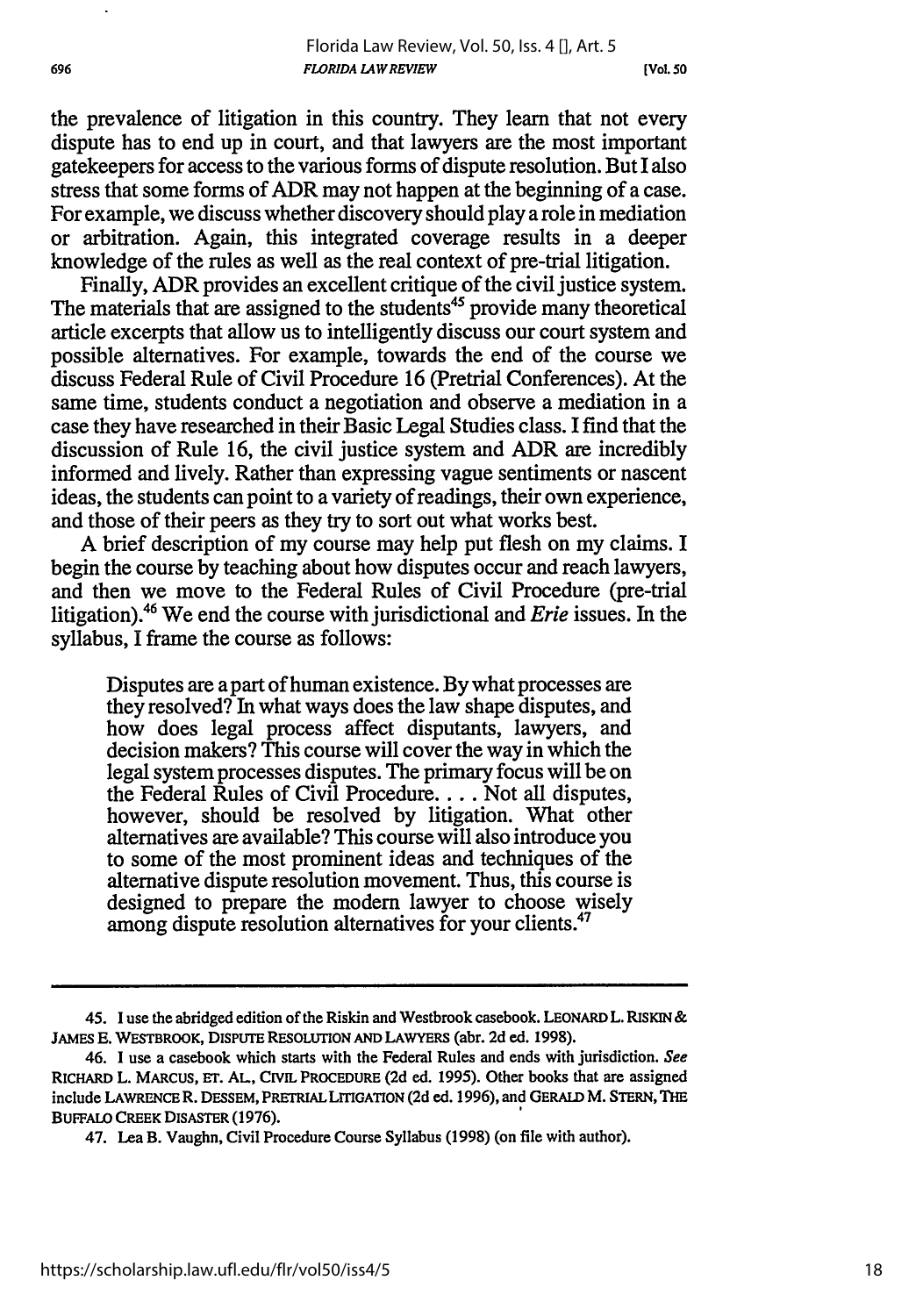the prevalence of litigation in this country. They learn that not every dispute has to end up in court, and that lawyers are the most important gatekeepers for access to the various forms of dispute resolution. But I also stress that some forms of ADR may not happen at the beginning of a case. For example, we discuss whether discovery should play a role in mediation or arbitration. Again, this integrated coverage results in a deeper knowledge of the rules as well as the real context of pre-trial litigation.

Finally, ADR provides an excellent critique of the civil justice system. The materials that are assigned to the students[45] provide many theoretical article excerpts that allow us to intelligently discuss our court system and possible alternatives. For example, towards the end of the course we discuss Federal Rule of Civil Procedure 16 (Pretrial Conferences). At the same time, students conduct a negotiation and observe a mediation in a case they have researched in their Basic Legal Studies class. I find that the discussion of Rule 16, the civil justice system and ADR are incredibly informed and lively. Rather than expressing vague sentiments or nascent ideas, the students can point to a variety of readings, their own experience, and those of their peers as they try to sort out what works best.

A brief description of my course may help put flesh on my claims. I begin the course by teaching about how disputes occur and reach lawyers, and then we move to the Federal Rules of Civil Procedure (pre-trial litigation).[46] We end the course with jurisdictional and *Erie* issues. In the syllabus, I frame the course as follows:

> Disputes are a part of human existence. By what processes are they resolved? In what ways does the law shape disputes, and how does legal process affect disputants, lawyers, and decision makers? This course will cover the way in which the legal system processes disputes. The primary focus will be on the Federal Rules of Civil Procedure. . . . Not all disputes, however, should be resolved by litigation. What other alternatives are available? This course will also introduce you to some of the most prominent ideas and techniques of the alternative dispute resolution movement. Thus, this course is designed to prepare the modern lawyer to choose wisely among dispute resolution alternatives for your clients.[47]

---

45. I use the abridged edition of the Riskin and Westbrook casebook. LEONARD L. RISKIN & JAMES E. WESTBROOK, DISPUTE RESOLUTION AND LAWYERS (abr. 2d ed. 1998).

46. I use a casebook which starts with the Federal Rules and ends with jurisdiction. *See* RICHARD L. MARCUS, ET. AL., CIVIL PROCEDURE (2d ed. 1995). Other books that are assigned include LAWRENCE R. DESSEM, PRETRIAL LITIGATION (2d ed. 1996), and GERALD M. STERN, THE BUFFALO CREEK DISASTER (1976).

47. Lea B. Vaughn, Civil Procedure Course Syllabus (1998) (on file with author).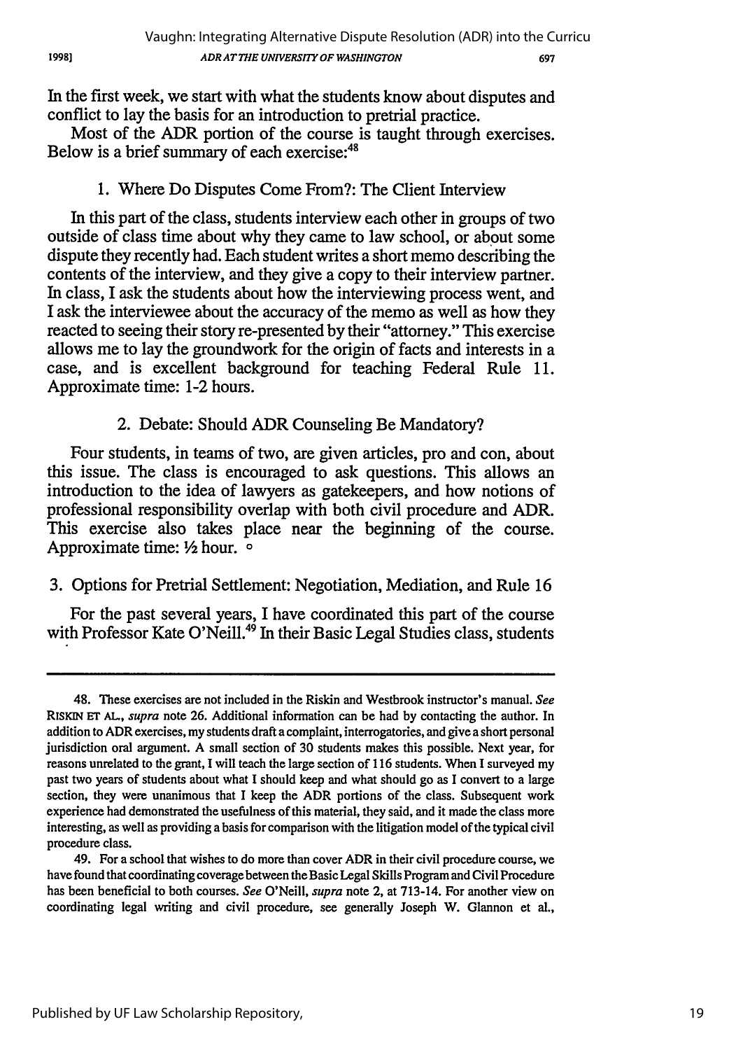In the first week, we start with what the students know about disputes and conflict to lay the basis for an introduction to pretrial practice.

Most of the ADR portion of the course is taught through exercises. Below is a brief summary of each exercise:[48]

### 1. Where Do Disputes Come From?: The Client Interview

In this part of the class, students interview each other in groups of two outside of class time about why they came to law school, or about some dispute they recently had. Each student writes a short memo describing the contents of the interview, and they give a copy to their interview partner. In class, I ask the students about how the interviewing process went, and I ask the interviewee about the accuracy of the memo as well as how they reacted to seeing their story re-presented by their "attorney." This exercise allows me to lay the groundwork for the origin of facts and interests in a case, and is excellent background for teaching Federal Rule 11. Approximate time: 1-2 hours.

### 2. Debate: Should ADR Counseling Be Mandatory?

Four students, in teams of two, are given articles, pro and con, about this issue. The class is encouraged to ask questions. This allows an introduction to the idea of lawyers as gatekeepers, and how notions of professional responsibility overlap with both civil procedure and ADR. This exercise also takes place near the beginning of the course. Approximate time: ½ hour.

### 3. Options for Pretrial Settlement: Negotiation, Mediation, and Rule 16

For the past several years, I have coordinated this part of the course with Professor Kate O'Neill.[49] In their Basic Legal Studies class, students

---

48. These exercises are not included in the Riskin and Westbrook instructor's manual. *See* RISKIN ET AL., *supra* note 26. Additional information can be had by contacting the author. In addition to ADR exercises, my students draft a complaint, interrogatories, and give a short personal jurisdiction oral argument. A small section of 30 students makes this possible. Next year, for reasons unrelated to the grant, I will teach the large section of 116 students. When I surveyed my past two years of students about what I should keep and what should go as I convert to a large section, they were unanimous that I keep the ADR portions of the class. Subsequent work experience had demonstrated the usefulness of this material, they said, and it made the class more interesting, as well as providing a basis for comparison with the litigation model of the typical civil procedure class.

49. For a school that wishes to do more than cover ADR in their civil procedure course, we have found that coordinating coverage between the Basic Legal Skills Program and Civil Procedure has been beneficial to both courses. *See* O'Neill, *supra* note 2, at 713-14. For another view on coordinating legal writing and civil procedure, see generally Joseph W. Glannon et al.,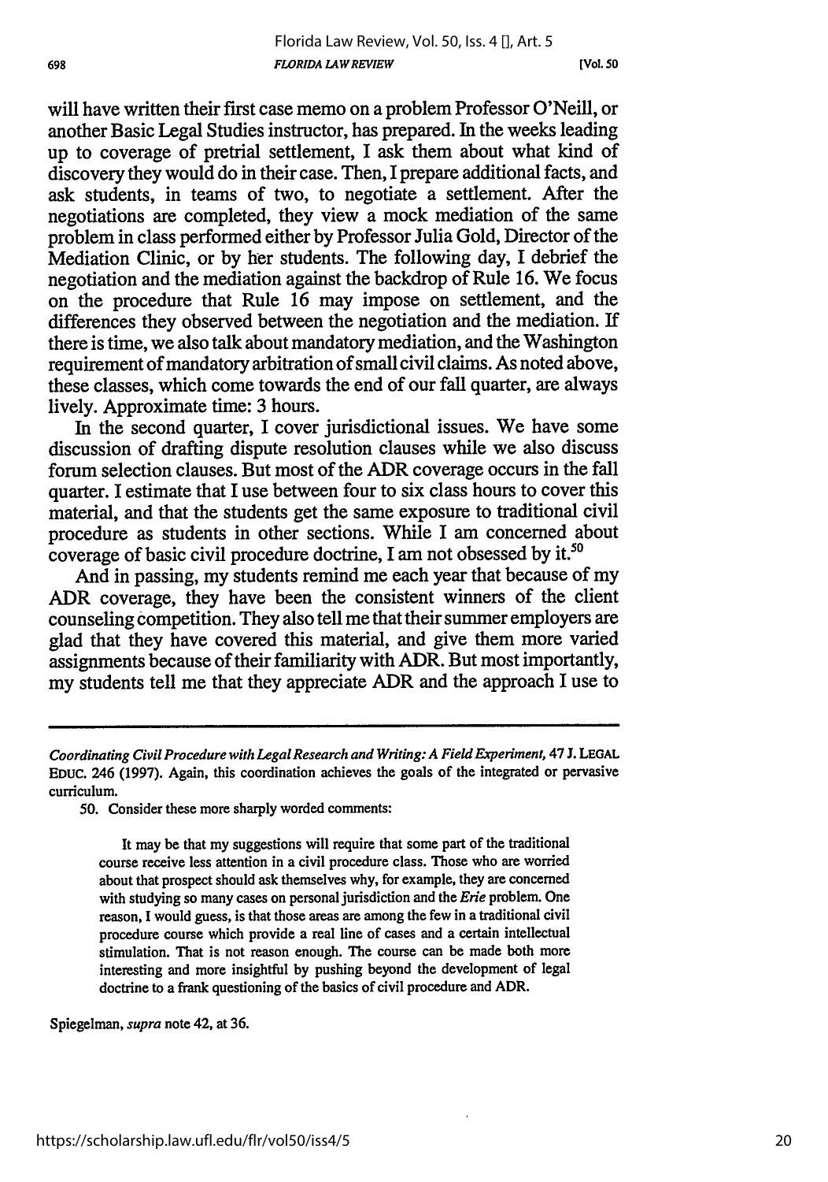will have written their first case memo on a problem Professor O'Neill, or another Basic Legal Studies instructor, has prepared. In the weeks leading up to coverage of pretrial settlement, I ask them about what kind of discovery they would do in their case. Then, I prepare additional facts, and ask students, in teams of two, to negotiate a settlement. After the negotiations are completed, they view a mock mediation of the same problem in class performed either by Professor Julia Gold, Director of the Mediation Clinic, or by her students. The following day, I debrief the negotiation and the mediation against the backdrop of Rule 16. We focus on the procedure that Rule 16 may impose on settlement, and the differences they observed between the negotiation and the mediation. If there is time, we also talk about mandatory mediation, and the Washington requirement of mandatory arbitration of small civil claims. As noted above, these classes, which come towards the end of our fall quarter, are always lively. Approximate time: 3 hours.

In the second quarter, I cover jurisdictional issues. We have some discussion of drafting dispute resolution clauses while we also discuss forum selection clauses. But most of the ADR coverage occurs in the fall quarter. I estimate that I use between four to six class hours to cover this material, and that the students get the same exposure to traditional civil procedure as students in other sections. While I am concerned about coverage of basic civil procedure doctrine, I am not obsessed by it.[50]

And in passing, my students remind me each year that because of my ADR coverage, they have been the consistent winners of the client counseling competition. They also tell me that their summer employers are glad that they have covered this material, and give them more varied assignments because of their familiarity with ADR. But most importantly, my students tell me that they appreciate ADR and the approach I use to

---

*Coordinating Civil Procedure with Legal Research and Writing: A Field Experiment*, 47 J. LEGAL EDUC. 246 (1997). Again, this coordination achieves the goals of the integrated or pervasive curriculum.

50. Consider these more sharply worded comments:

> It may be that my suggestions will require that some part of the traditional course receive less attention in a civil procedure class. Those who are worried about that prospect should ask themselves why, for example, they are concerned with studying so many cases on personal jurisdiction and the *Erie* problem. One reason, I would guess, is that those areas are among the few in a traditional civil procedure course which provide a real line of cases and a certain intellectual stimulation. That is not reason enough. The course can be made both more interesting and more insightful by pushing beyond the development of legal doctrine to a frank questioning of the basics of civil procedure and ADR.

Spiegelman, *supra* note 42, at 36.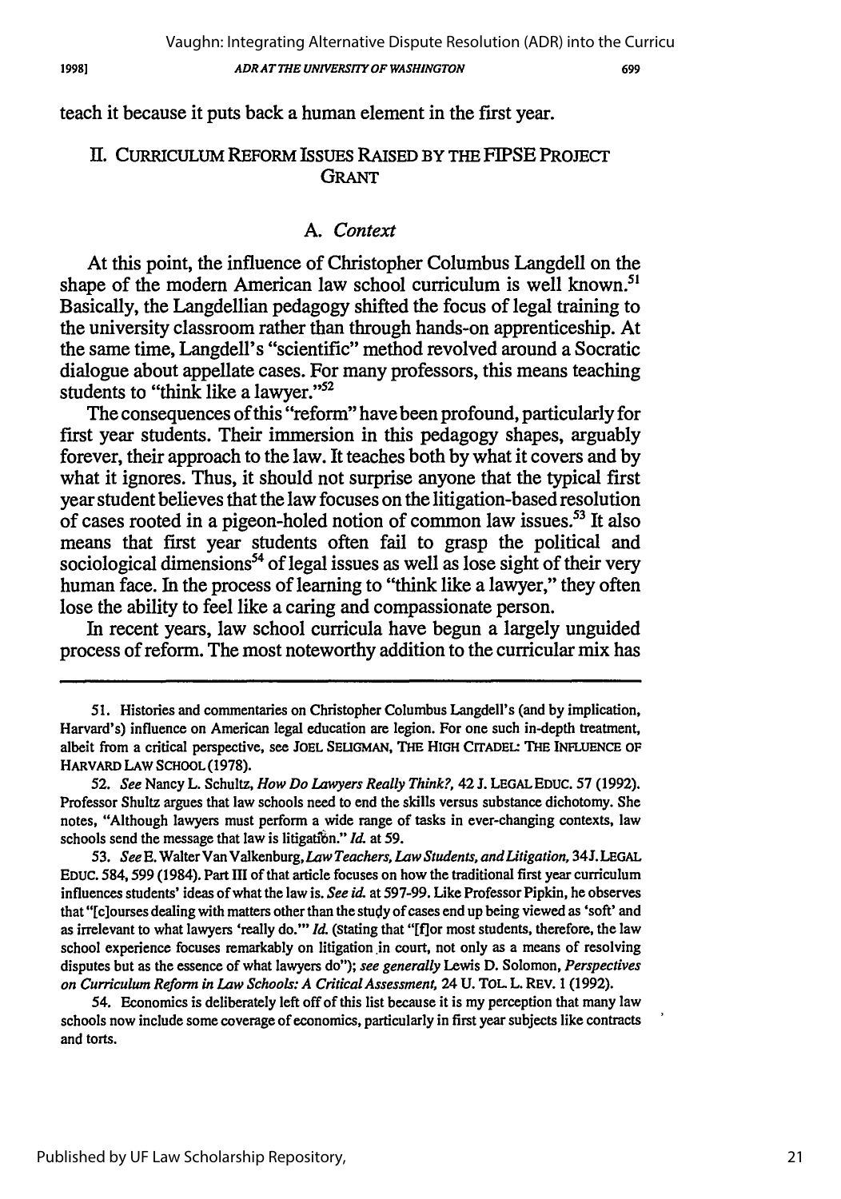teach it because it puts back a human element in the first year.

## II. CURRICULUM REFORM ISSUES RAISED BY THE FIPSE PROJECT GRANT

### A. *Context*

At this point, the influence of Christopher Columbus Langdell on the shape of the modern American law school curriculum is well known.[51] Basically, the Langdellian pedagogy shifted the focus of legal training to the university classroom rather than through hands-on apprenticeship. At the same time, Langdell's "scientific" method revolved around a Socratic dialogue about appellate cases. For many professors, this means teaching students to "think like a lawyer."[52]

The consequences of this "reform" have been profound, particularly for first year students. Their immersion in this pedagogy shapes, arguably forever, their approach to the law. It teaches both by what it covers and by what it ignores. Thus, it should not surprise anyone that the typical first year student believes that the law focuses on the litigation-based resolution of cases rooted in a pigeon-holed notion of common law issues.[53] It also means that first year students often fail to grasp the political and sociological dimensions[54] of legal issues as well as lose sight of their very human face. In the process of learning to "think like a lawyer," they often lose the ability to feel like a caring and compassionate person.

In recent years, law school curricula have begun a largely unguided process of reform. The most noteworthy addition to the curricular mix has

---

51. Histories and commentaries on Christopher Columbus Langdell's (and by implication, Harvard's) influence on American legal education are legion. For one such in-depth treatment, albeit from a critical perspective, see JOEL SELIGMAN, THE HIGH CITADEL: THE INFLUENCE OF HARVARD LAW SCHOOL (1978).

52. *See* Nancy L. Schultz, *How Do Lawyers Really Think?*, 42 J. LEGAL EDUC. 57 (1992). Professor Shultz argues that law schools need to end the skills versus substance dichotomy. She notes, "Although lawyers must perform a wide range of tasks in ever-changing contexts, law schools send the message that law is litigation." *Id.* at 59.

53. *See* E. Walter Van Valkenburg, *Law Teachers, Law Students, and Litigation*, 34 J. LEGAL EDUC. 584, 599 (1984). Part III of that article focuses on how the traditional first year curriculum influences students' ideas of what the law is. *See id.* at 597-99. Like Professor Pipkin, he observes that "[c]ourses dealing with matters other than the study of cases end up being viewed as 'soft' and as irrelevant to what lawyers 'really do.'" *Id.* (stating that "[f]or most students, therefore, the law school experience focuses remarkably on litigation in court, not only as a means of resolving disputes but as the essence of what lawyers do"); *see generally* Lewis D. Solomon, *Perspectives on Curriculum Reform in Law Schools: A Critical Assessment*, 24 U. TOL. L. REV. 1 (1992).

54. Economics is deliberately left off of this list because it is my perception that many law schools now include some coverage of economics, particularly in first year subjects like contracts and torts.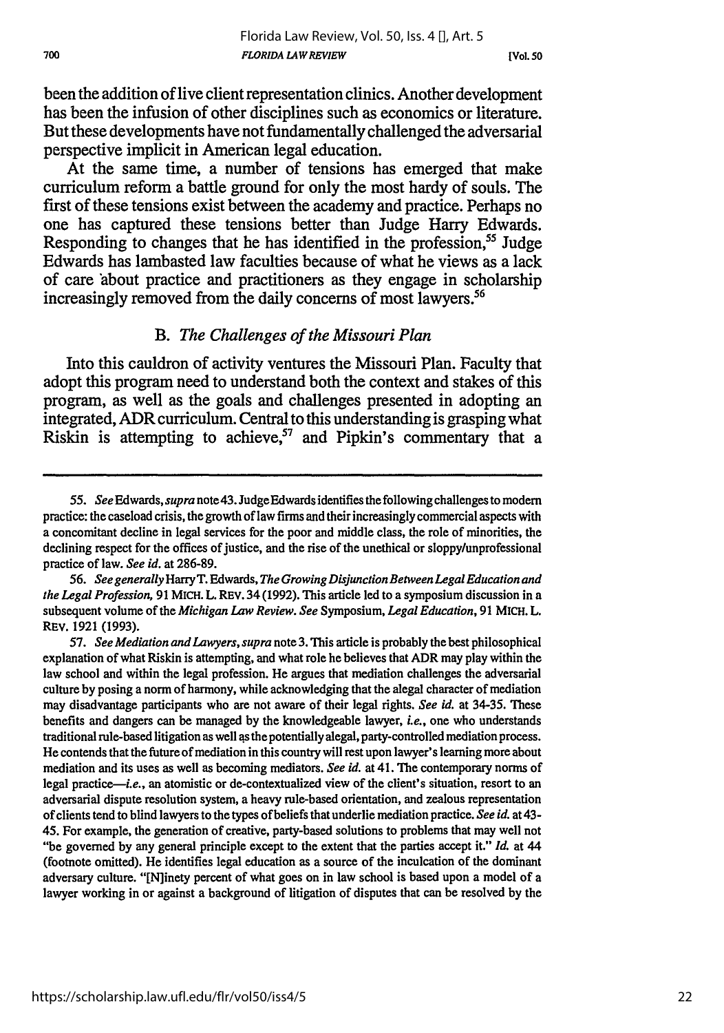been the addition of live client representation clinics. Another development has been the infusion of other disciplines such as economics or literature. But these developments have not fundamentally challenged the adversarial perspective implicit in American legal education.

At the same time, a number of tensions has emerged that make curriculum reform a battle ground for only the most hardy of souls. The first of these tensions exist between the academy and practice. Perhaps no one has captured these tensions better than Judge Harry Edwards. Responding to changes that he has identified in the profession,[55] Judge Edwards has lambasted law faculties because of what he views as a lack of care about practice and practitioners as they engage in scholarship increasingly removed from the daily concerns of most lawyers.[56]

### B. *The Challenges of the Missouri Plan*

Into this cauldron of activity ventures the Missouri Plan. Faculty that adopt this program need to understand both the context and stakes of this program, as well as the goals and challenges presented in adopting an integrated, ADR curriculum. Central to this understanding is grasping what Riskin is attempting to achieve,[57] and Pipkin's commentary that a

---

55. *See* Edwards, *supra* note 43. Judge Edwards identifies the following challenges to modern practice: the caseload crisis, the growth of law firms and their increasingly commercial aspects with a concomitant decline in legal services for the poor and middle class, the role of minorities, the declining respect for the offices of justice, and the rise of the unethical or sloppy/unprofessional practice of law. *See id.* at 286-89.

56. *See generally* Harry T. Edwards, *The Growing Disjunction Between Legal Education and the Legal Profession*, 91 MICH. L. REV. 34 (1992). This article led to a symposium discussion in a subsequent volume of the *Michigan Law Review*. *See* Symposium, *Legal Education*, 91 MICH. L. REV. 1921 (1993).

57. *See Mediation and Lawyers*, *supra* note 3. This article is probably the best philosophical explanation of what Riskin is attempting, and what role he believes that ADR may play within the law school and within the legal profession. He argues that mediation challenges the adversarial culture by posing a norm of harmony, while acknowledging that the alegal character of mediation may disadvantage participants who are not aware of their legal rights. *See id.* at 34-35. These benefits and dangers can be managed by the knowledgeable lawyer, *i.e.*, one who understands traditional rule-based litigation as well as the potentially alegal, party-controlled mediation process. He contends that the future of mediation in this country will rest upon lawyer's learning more about mediation and its uses as well as becoming mediators. *See id.* at 41. The contemporary norms of legal practice—*i.e.*, an atomistic or de-contextualized view of the client's situation, resort to an adversarial dispute resolution system, a heavy rule-based orientation, and zealous representation of clients tend to blind lawyers to the types of beliefs that underlie mediation practice. *See id.* at 43-45. For example, the generation of creative, party-based solutions to problems that may well not "be governed by any general principle except to the extent that the parties accept it." *Id.* at 44 (footnote omitted). He identifies legal education as a source of the inculcation of the dominant adversary culture. "[N]inety percent of what goes on in law school is based upon a model of a lawyer working in or against a background of litigation of disputes that can be resolved by the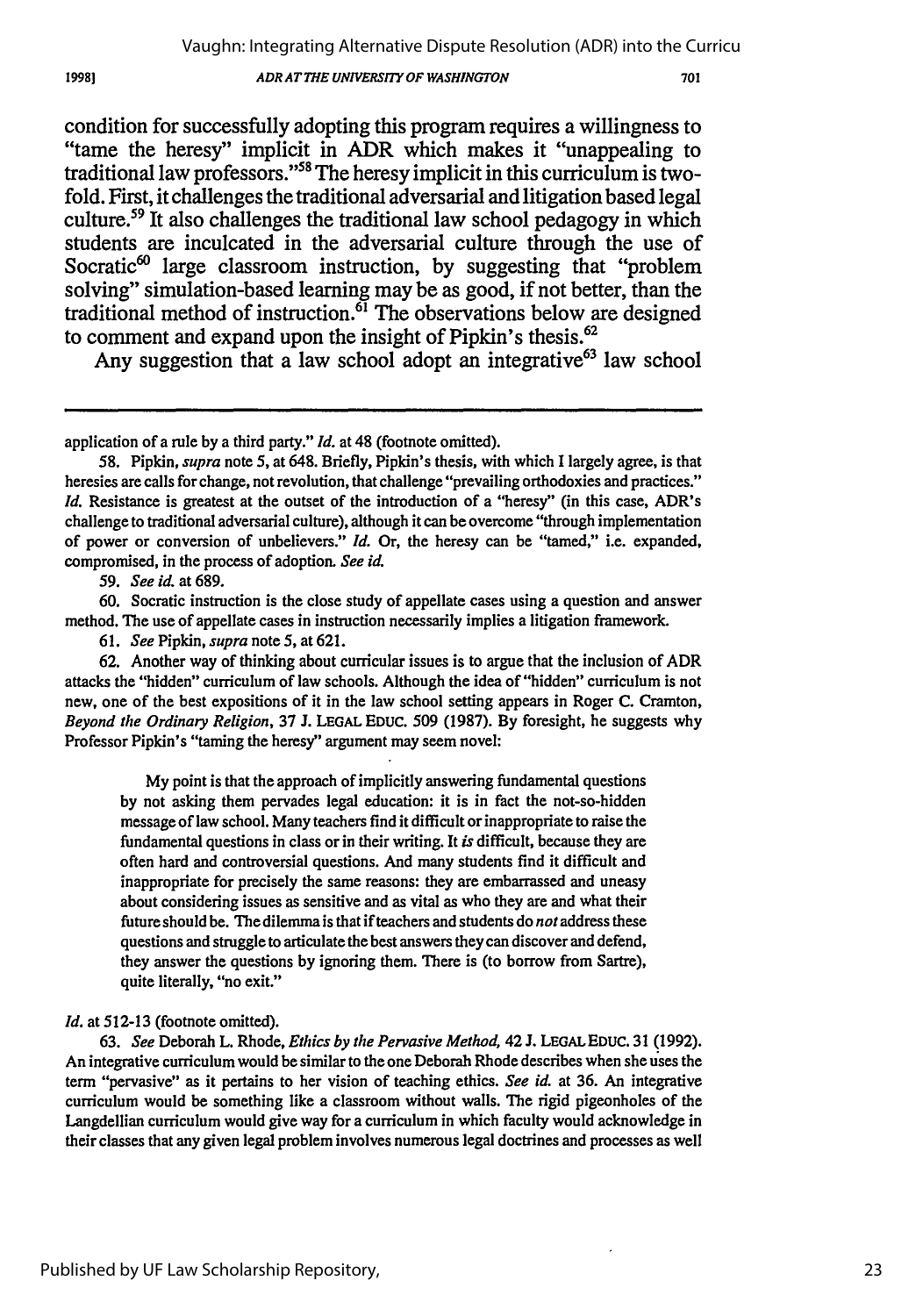condition for successfully adopting this program requires a willingness to "tame the heresy" implicit in ADR which makes it "unappealing to traditional law professors."[58] The heresy implicit in this curriculum is two-fold. First, it challenges the traditional adversarial and litigation based legal culture.[59] It also challenges the traditional law school pedagogy in which students are inculcated in the adversarial culture through the use of Socratic[60] large classroom instruction, by suggesting that "problem solving" simulation-based learning may be as good, if not better, than the traditional method of instruction.[61] The observations below are designed to comment and expand upon the insight of Pipkin's thesis.[62]

Any suggestion that a law school adopt an integrative[63] law school

---

application of a rule by a third party." *Id.* at 48 (footnote omitted).

58. Pipkin, *supra* note 5, at 648. Briefly, Pipkin's thesis, with which I largely agree, is that heresies are calls for change, not revolution, that challenge "prevailing orthodoxies and practices." *Id.* Resistance is greatest at the outset of the introduction of a "heresy" (in this case, ADR's challenge to traditional adversarial culture), although it can be overcome "through implementation of power or conversion of unbelievers." *Id.* Or, the heresy can be "tamed," i.e. expanded, compromised, in the process of adoption. *See id.*

59. *See id.* at 689.

60. Socratic instruction is the close study of appellate cases using a question and answer method. The use of appellate cases in instruction necessarily implies a litigation framework.

61. *See* Pipkin, *supra* note 5, at 621.

62. Another way of thinking about curricular issues is to argue that the inclusion of ADR attacks the "hidden" curriculum of law schools. Although the idea of "hidden" curriculum is not new, one of the best expositions of it in the law school setting appears in Roger C. Cramton, *Beyond the Ordinary Religion*, 37 J. LEGAL EDUC. 509 (1987). By foresight, he suggests why Professor Pipkin's "taming the heresy" argument may seem novel:

> My point is that the approach of implicitly answering fundamental questions by not asking them pervades legal education: it is in fact the not-so-hidden message of law school. Many teachers find it difficult or inappropriate to raise the fundamental questions in class or in their writing. It *is* difficult, because they are often hard and controversial questions. And many students find it difficult and inappropriate for precisely the same reasons: they are embarrassed and uneasy about considering issues as sensitive and as vital as who they are and what their future should be. The dilemma is that if teachers and students do *not* address these questions and struggle to articulate the best answers they can discover and defend, they answer the questions by ignoring them. There is (to borrow from Sartre), quite literally, "no exit."

*Id.* at 512-13 (footnote omitted).

63. *See* Deborah L. Rhode, *Ethics by the Pervasive Method*, 42 J. LEGAL EDUC. 31 (1992). An integrative curriculum would be similar to the one Deborah Rhode describes when she uses the term "pervasive" as it pertains to her vision of teaching ethics. *See id.* at 36. An integrative curriculum would be something like a classroom without walls. The rigid pigeonholes of the Langdellian curriculum would give way for a curriculum in which faculty would acknowledge in their classes that any given legal problem involves numerous legal doctrines and processes as well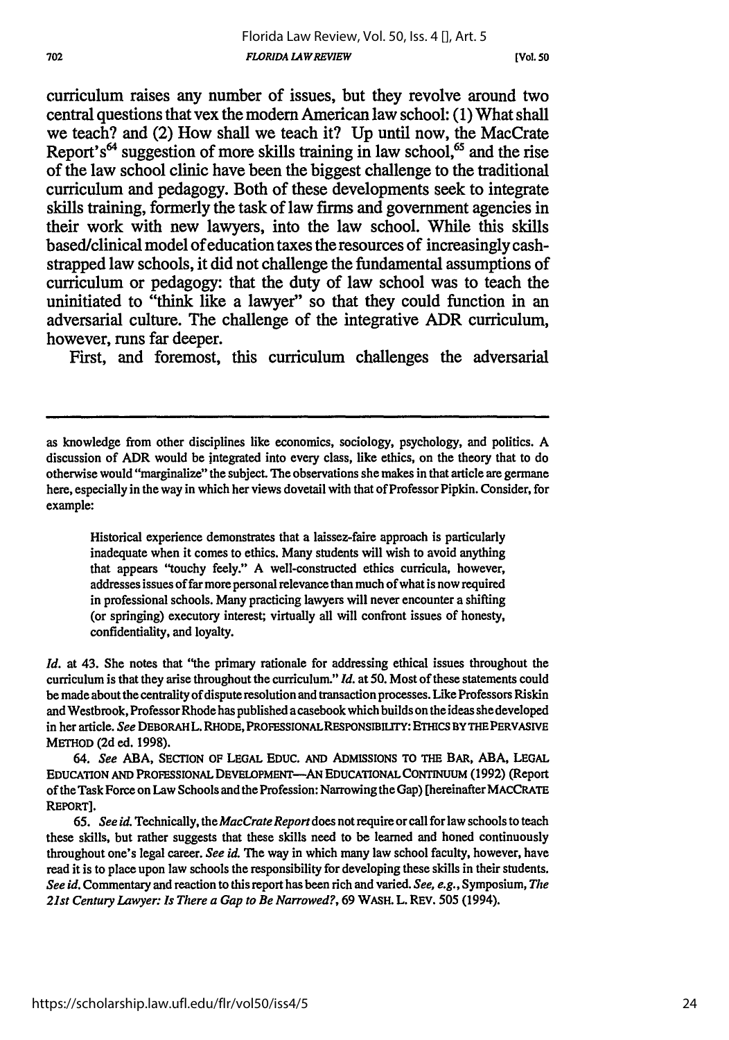curriculum raises any number of issues, but they revolve around two central questions that vex the modern American law school: (1) What shall we teach? and (2) How shall we teach it? Up until now, the MacCrate Report's[64] suggestion of more skills training in law school,[65] and the rise of the law school clinic have been the biggest challenge to the traditional curriculum and pedagogy. Both of these developments seek to integrate skills training, formerly the task of law firms and government agencies in their work with new lawyers, into the law school. While this skills based/clinical model of education taxes the resources of increasingly cash-strapped law schools, it did not challenge the fundamental assumptions of curriculum or pedagogy: that the duty of law school was to teach the uninitiated to "think like a lawyer" so that they could function in an adversarial culture. The challenge of the integrative ADR curriculum, however, runs far deeper.

First, and foremost, this curriculum challenges the adversarial

---

as knowledge from other disciplines like economics, sociology, psychology, and politics. A discussion of ADR would be integrated into every class, like ethics, on the theory that to do otherwise would "marginalize" the subject. The observations she makes in that article are germane here, especially in the way in which her views dovetail with that of Professor Pipkin. Consider, for example:

> Historical experience demonstrates that a laissez-faire approach is particularly inadequate when it comes to ethics. Many students will wish to avoid anything that appears "touchy feely." A well-constructed ethics curricula, however, addresses issues of far more personal relevance than much of what is now required in professional schools. Many practicing lawyers will never encounter a shifting (or springing) executory interest; virtually all will confront issues of honesty, confidentiality, and loyalty.

*Id.* at 43. She notes that "the primary rationale for addressing ethical issues throughout the curriculum is that they arise throughout the curriculum." *Id.* at 50. Most of these statements could be made about the centrality of dispute resolution and transaction processes. Like Professors Riskin and Westbrook, Professor Rhode has published a casebook which builds on the ideas she developed in her article. *See* DEBORAH L. RHODE, PROFESSIONAL RESPONSIBILITY: ETHICS BY THE PERVASIVE METHOD (2d ed. 1998).

64. *See* ABA, SECTION OF LEGAL EDUC. AND ADMISSIONS TO THE BAR, ABA, LEGAL EDUCATION AND PROFESSIONAL DEVELOPMENT—AN EDUCATIONAL CONTINUUM (1992) (Report of the Task Force on Law Schools and the Profession: Narrowing the Gap) [hereinafter MACCRATE REPORT].

65. *See id.* Technically, the *MacCrate Report* does not require or call for law schools to teach these skills, but rather suggests that these skills need to be learned and honed continuously throughout one's legal career. *See id.* The way in which many law school faculty, however, have read it is to place upon law schools the responsibility for developing these skills in their students. *See id.* Commentary and reaction to this report has been rich and varied. *See, e.g.*, Symposium, *The 21st Century Lawyer: Is There a Gap to Be Narrowed?*, 69 WASH. L. REV. 505 (1994).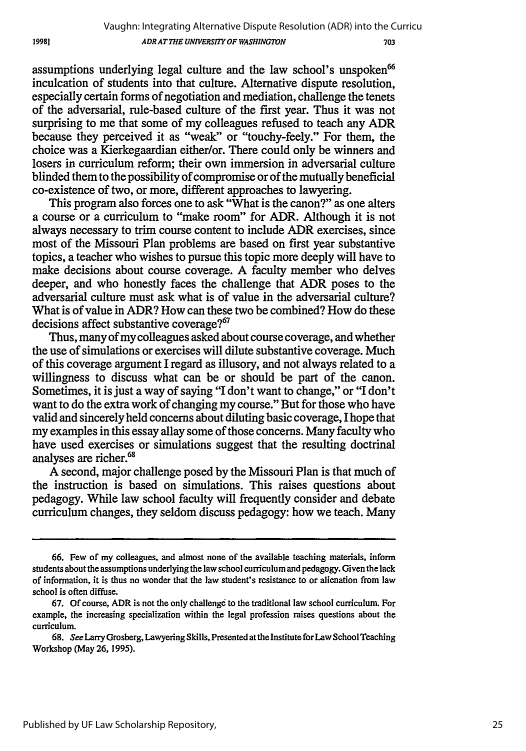assumptions underlying legal culture and the law school's unspoken[66] inculcation of students into that culture. Alternative dispute resolution, especially certain forms of negotiation and mediation, challenge the tenets of the adversarial, rule-based culture of the first year. Thus it was not surprising to me that some of my colleagues refused to teach any ADR because they perceived it as "weak" or "touchy-feely." For them, the choice was a Kierkegaardian either/or. There could only be winners and losers in curriculum reform; their own immersion in adversarial culture blinded them to the possibility of compromise or of the mutually beneficial co-existence of two, or more, different approaches to lawyering.

This program also forces one to ask "What is the canon?" as one alters a course or a curriculum to "make room" for ADR. Although it is not always necessary to trim course content to include ADR exercises, since most of the Missouri Plan problems are based on first year substantive topics, a teacher who wishes to pursue this topic more deeply will have to make decisions about course coverage. A faculty member who delves deeper, and who honestly faces the challenge that ADR poses to the adversarial culture must ask what is of value in the adversarial culture? What is of value in ADR? How can these two be combined? How do these decisions affect substantive coverage?[67]

Thus, many of my colleagues asked about course coverage, and whether the use of simulations or exercises will dilute substantive coverage. Much of this coverage argument I regard as illusory, and not always related to a willingness to discuss what can be or should be part of the canon. Sometimes, it is just a way of saying "I don't want to change," or "I don't want to do the extra work of changing my course." But for those who have valid and sincerely held concerns about diluting basic coverage, I hope that my examples in this essay allay some of those concerns. Many faculty who have used exercises or simulations suggest that the resulting doctrinal analyses are richer.[68]

A second, major challenge posed by the Missouri Plan is that much of the instruction is based on simulations. This raises questions about pedagogy. While law school faculty will frequently consider and debate curriculum changes, they seldom discuss pedagogy: how we teach. Many

---

66. Few of my colleagues, and almost none of the available teaching materials, inform students about the assumptions underlying the law school curriculum and pedagogy. Given the lack of information, it is thus no wonder that the law student's resistance to or alienation from law school is often diffuse.

67. Of course, ADR is not the only challenge to the traditional law school curriculum. For example, the increasing specialization within the legal profession raises questions about the curriculum.

68. *See* Larry Grosberg, Lawyering Skills, Presented at the Institute for Law School Teaching Workshop (May 26, 1995).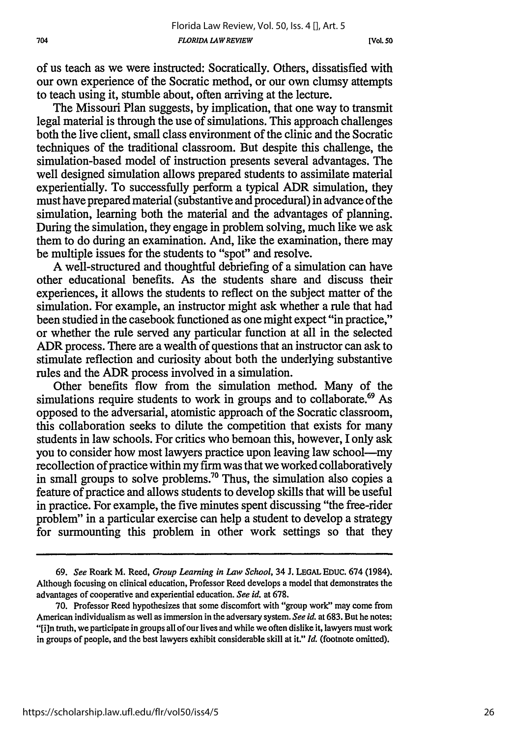of us teach as we were instructed: Socratically. Others, dissatisfied with our own experience of the Socratic method, or our own clumsy attempts to teach using it, stumble about, often arriving at the lecture.

The Missouri Plan suggests, by implication, that one way to transmit legal material is through the use of simulations. This approach challenges both the live client, small class environment of the clinic and the Socratic techniques of the traditional classroom. But despite this challenge, the simulation-based model of instruction presents several advantages. The well designed simulation allows prepared students to assimilate material experientially. To successfully perform a typical ADR simulation, they must have prepared material (substantive and procedural) in advance of the simulation, learning both the material and the advantages of planning. During the simulation, they engage in problem solving, much like we ask them to do during an examination. And, like the examination, there may be multiple issues for the students to "spot" and resolve.

A well-structured and thoughtful debriefing of a simulation can have other educational benefits. As the students share and discuss their experiences, it allows the students to reflect on the subject matter of the simulation. For example, an instructor might ask whether a rule that had been studied in the casebook functioned as one might expect "in practice," or whether the rule served any particular function at all in the selected ADR process. There are a wealth of questions that an instructor can ask to stimulate reflection and curiosity about both the underlying substantive rules and the ADR process involved in a simulation.

Other benefits flow from the simulation method. Many of the simulations require students to work in groups and to collaborate.[69] As opposed to the adversarial, atomistic approach of the Socratic classroom, this collaboration seeks to dilute the competition that exists for many students in law schools. For critics who bemoan this, however, I only ask you to consider how most lawyers practice upon leaving law school—my recollection of practice within my firm was that we worked collaboratively in small groups to solve problems.[70] Thus, the simulation also copies a feature of practice and allows students to develop skills that will be useful in practice. For example, the five minutes spent discussing "the free-rider problem" in a particular exercise can help a student to develop a strategy for surmounting this problem in other work settings so that they

---

69. *See* Roark M. Reed, *Group Learning in Law School*, 34 J. LEGAL EDUC. 674 (1984). Although focusing on clinical education, Professor Reed develops a model that demonstrates the advantages of cooperative and experiential education. *See id.* at 678.

70. Professor Reed hypothesizes that some discomfort with "group work" may come from American individualism as well as immersion in the adversary system. *See id.* at 683. But he notes: "[i]n truth, we participate in groups all of our lives and while we often dislike it, lawyers must work in groups of people, and the best lawyers exhibit considerable skill at it." *Id.* (footnote omitted).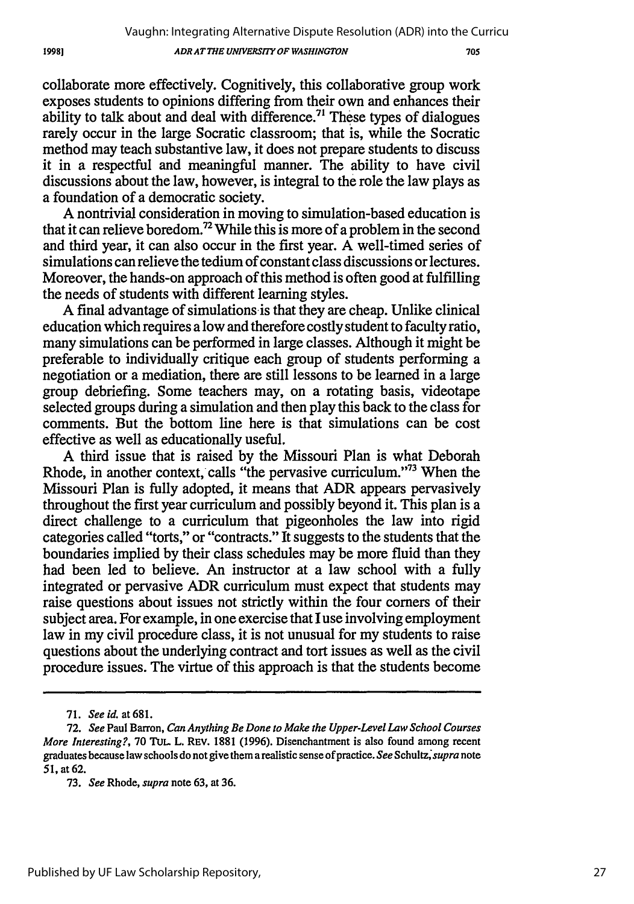collaborate more effectively. Cognitively, this collaborative group work exposes students to opinions differing from their own and enhances their ability to talk about and deal with difference.[71] These types of dialogues rarely occur in the large Socratic classroom; that is, while the Socratic method may teach substantive law, it does not prepare students to discuss it in a respectful and meaningful manner. The ability to have civil discussions about the law, however, is integral to the role the law plays as a foundation of a democratic society.

A nontrivial consideration in moving to simulation-based education is that it can relieve boredom.[72] While this is more of a problem in the second and third year, it can also occur in the first year. A well-timed series of simulations can relieve the tedium of constant class discussions or lectures. Moreover, the hands-on approach of this method is often good at fulfilling the needs of students with different learning styles.

A final advantage of simulations is that they are cheap. Unlike clinical education which requires a low and therefore costly student to faculty ratio, many simulations can be performed in large classes. Although it might be preferable to individually critique each group of students performing a negotiation or a mediation, there are still lessons to be learned in a large group debriefing. Some teachers may, on a rotating basis, videotape selected groups during a simulation and then play this back to the class for comments. But the bottom line here is that simulations can be cost effective as well as educationally useful.

A third issue that is raised by the Missouri Plan is what Deborah Rhode, in another context, calls "the pervasive curriculum."[73] When the Missouri Plan is fully adopted, it means that ADR appears pervasively throughout the first year curriculum and possibly beyond it. This plan is a direct challenge to a curriculum that pigeonholes the law into rigid categories called "torts," or "contracts." It suggests to the students that the boundaries implied by their class schedules may be more fluid than they had been led to believe. An instructor at a law school with a fully integrated or pervasive ADR curriculum must expect that students may raise questions about issues not strictly within the four corners of their subject area. For example, in one exercise that I use involving employment law in my civil procedure class, it is not unusual for my students to raise questions about the underlying contract and tort issues as well as the civil procedure issues. The virtue of this approach is that the students become

---

71. *See id.* at 681.

72. *See* Paul Barron, *Can Anything Be Done to Make the Upper-Level Law School Courses More Interesting?*, 70 TUL. L. REV. 1881 (1996). Disenchantment is also found among recent graduates because law schools do not give them a realistic sense of practice. *See* Schultz, *supra* note 51, at 62.

73. *See* Rhode, *supra* note 63, at 36.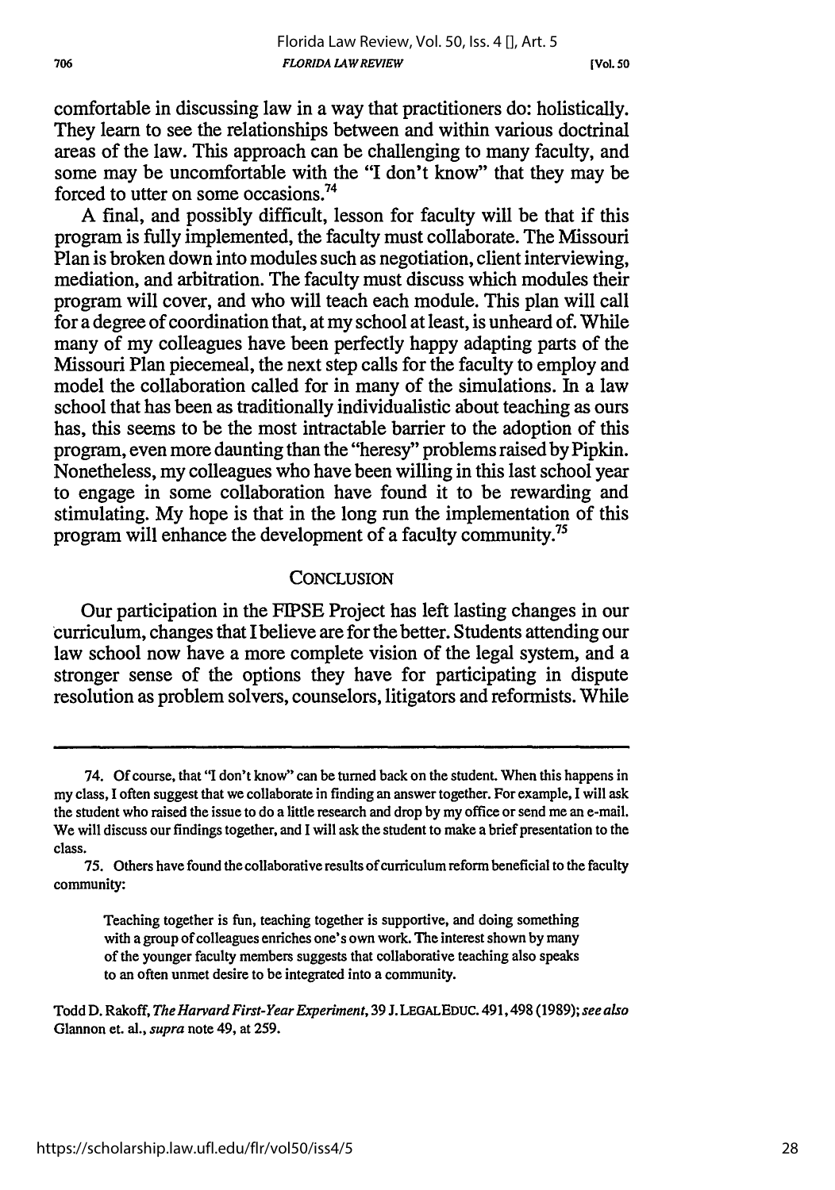comfortable in discussing law in a way that practitioners do: holistically. They learn to see the relationships between and within various doctrinal areas of the law. This approach can be challenging to many faculty, and some may be uncomfortable with the "I don't know" that they may be forced to utter on some occasions.[74]

A final, and possibly difficult, lesson for faculty will be that if this program is fully implemented, the faculty must collaborate. The Missouri Plan is broken down into modules such as negotiation, client interviewing, mediation, and arbitration. The faculty must discuss which modules their program will cover, and who will teach each module. This plan will call for a degree of coordination that, at my school at least, is unheard of. While many of my colleagues have been perfectly happy adapting parts of the Missouri Plan piecemeal, the next step calls for the faculty to employ and model the collaboration called for in many of the simulations. In a law school that has been as traditionally individualistic about teaching as ours has, this seems to be the most intractable barrier to the adoption of this program, even more daunting than the "heresy" problems raised by Pipkin. Nonetheless, my colleagues who have been willing in this last school year to engage in some collaboration have found it to be rewarding and stimulating. My hope is that in the long run the implementation of this program will enhance the development of a faculty community.[75]

## CONCLUSION

Our participation in the FIPSE Project has left lasting changes in our curriculum, changes that I believe are for the better. Students attending our law school now have a more complete vision of the legal system, and a stronger sense of the options they have for participating in dispute resolution as problem solvers, counselors, litigators and reformists. While

---

74. Of course, that "I don't know" can be turned back on the student. When this happens in my class, I often suggest that we collaborate in finding an answer together. For example, I will ask the student who raised the issue to do a little research and drop by my office or send me an e-mail. We will discuss our findings together, and I will ask the student to make a brief presentation to the class.

75. Others have found the collaborative results of curriculum reform beneficial to the faculty community:

> Teaching together is fun, teaching together is supportive, and doing something with a group of colleagues enriches one's own work. The interest shown by many of the younger faculty members suggests that collaborative teaching also speaks to an often unmet desire to be integrated into a community.

Todd D. Rakoff, *The Harvard First-Year Experiment*, 39 J. LEGAL EDUC. 491, 498 (1989); *see also* Glannon et. al., *supra* note 49, at 259.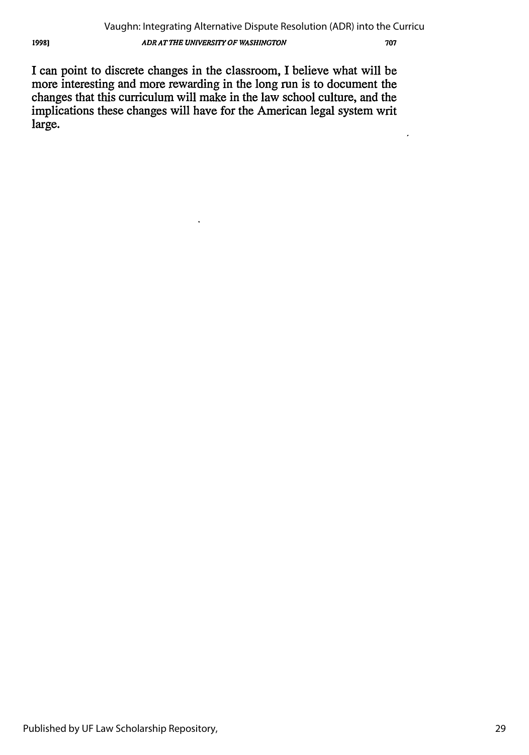I can point to discrete changes in the classroom, I believe what will be more interesting and more rewarding in the long run is to document the changes that this curriculum will make in the law school culture, and the implications these changes will have for the American legal system writ large.